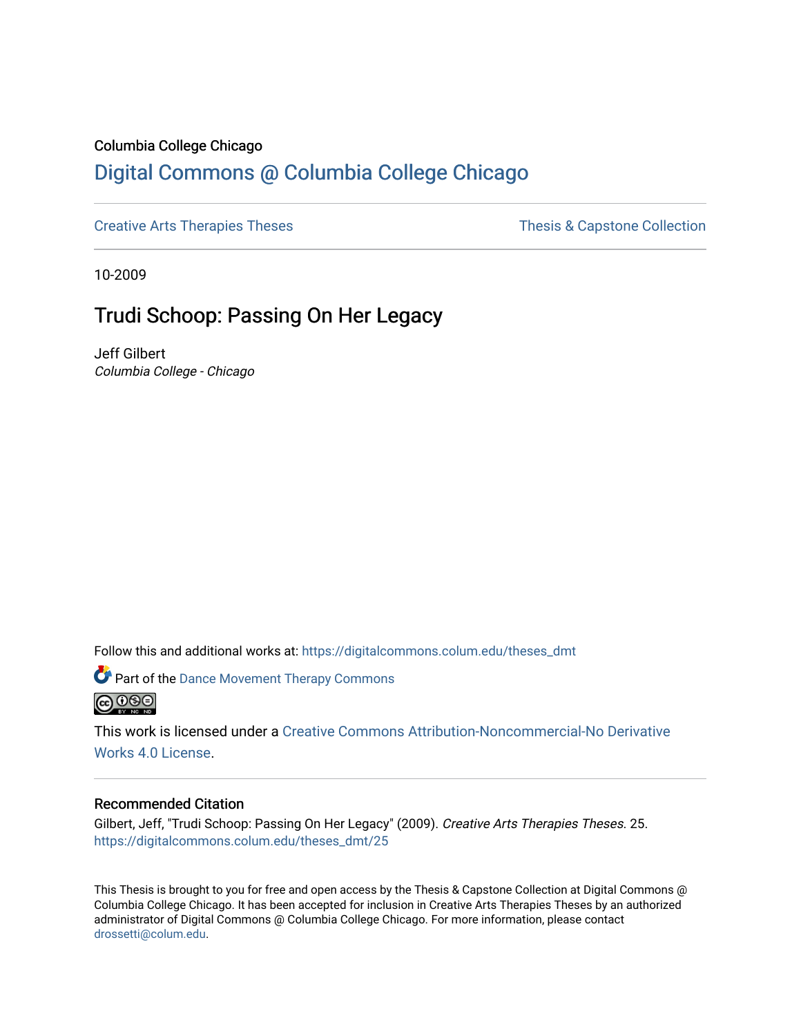Columbia College Chicago

# Digital Commons @ Columbia College Chicago

Creative Arts Therapies Theses | Thesis & Capstone Collection

10-2009

## Trudi Schoop: Passing On Her Legacy

Jeff Gilbert
*Columbia College - Chicago*

Follow this and additional works at: https://digitalcommons.colum.edu/theses_dmt

Part of the Dance Movement Therapy Commons

This work is licensed under a Creative Commons Attribution-Noncommercial-No Derivative Works 4.0 License.

### Recommended Citation

Gilbert, Jeff, "Trudi Schoop: Passing On Her Legacy" (2009). *Creative Arts Therapies Theses*. 25.
https://digitalcommons.colum.edu/theses_dmt/25

This Thesis is brought to you for free and open access by the Thesis & Capstone Collection at Digital Commons @ Columbia College Chicago. It has been accepted for inclusion in Creative Arts Therapies Theses by an authorized administrator of Digital Commons @ Columbia College Chicago. For more information, please contact drossetti@colum.edu.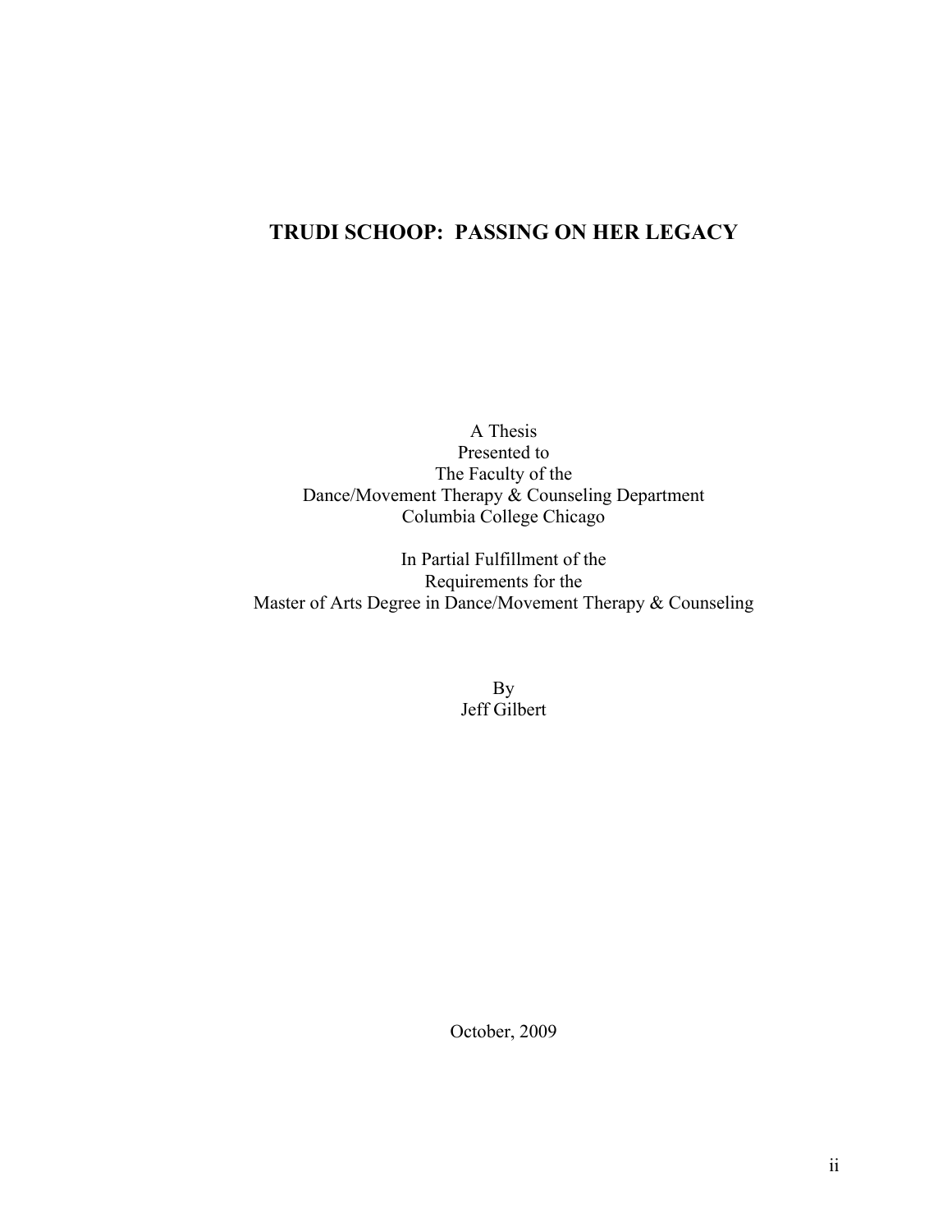# TRUDI SCHOOP: PASSING ON HER LEGACY

A Thesis
Presented to
The Faculty of the
Dance/Movement Therapy & Counseling Department
Columbia College Chicago

In Partial Fulfillment of the
Requirements for the
Master of Arts Degree in Dance/Movement Therapy & Counseling

By
Jeff Gilbert

October, 2009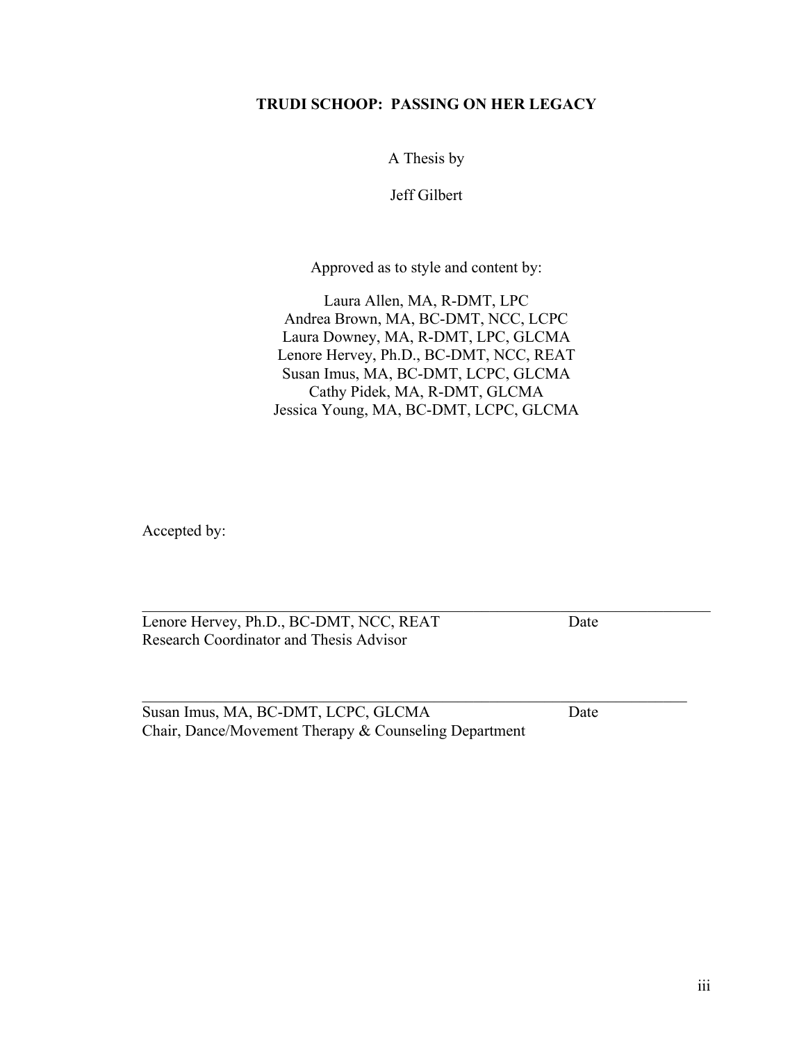**TRUDI SCHOOP: PASSING ON HER LEGACY**

A Thesis by

Jeff Gilbert

Approved as to style and content by:

Laura Allen, MA, R-DMT, LPC
Andrea Brown, MA, BC-DMT, NCC, LCPC
Laura Downey, MA, R-DMT, LPC, GLCMA
Lenore Hervey, Ph.D., BC-DMT, NCC, REAT
Susan Imus, MA, BC-DMT, LCPC, GLCMA
Cathy Pidek, MA, R-DMT, GLCMA
Jessica Young, MA, BC-DMT, LCPC, GLCMA

Accepted by:

\_\_\_\_\_\_\_\_\_\_\_\_\_\_\_\_\_\_\_\_\_\_\_\_\_\_\_\_\_\_\_\_\_\_\_\_\_\_\_\_\_\_\_\_\_\_\_\_\_\_\_\_\_\_\_\_\_\_

Lenore Hervey, Ph.D., BC-DMT, NCC, REAT Date
Research Coordinator and Thesis Advisor

\_\_\_\_\_\_\_\_\_\_\_\_\_\_\_\_\_\_\_\_\_\_\_\_\_\_\_\_\_\_\_\_\_\_\_\_\_\_\_\_\_\_\_\_\_\_\_\_\_\_\_\_\_\_\_\_\_\_

Susan Imus, MA, BC-DMT, LCPC, GLCMA Date
Chair, Dance/Movement Therapy & Counseling Department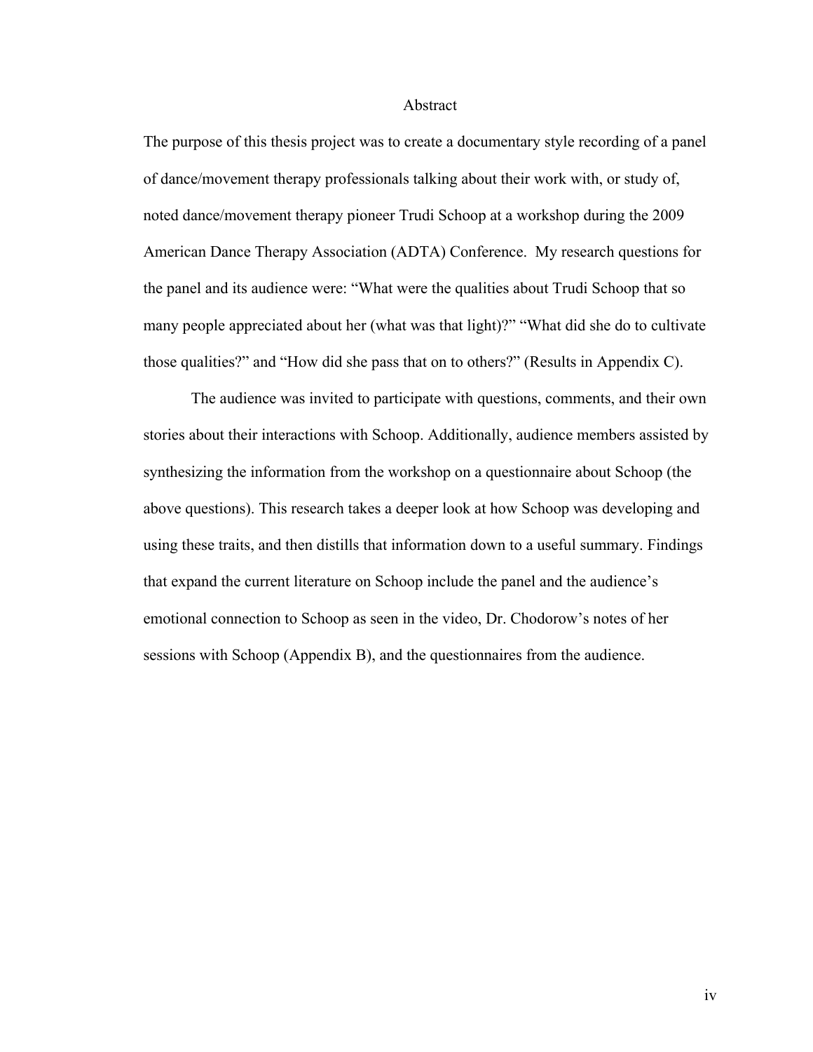# Abstract

The purpose of this thesis project was to create a documentary style recording of a panel of dance/movement therapy professionals talking about their work with, or study of, noted dance/movement therapy pioneer Trudi Schoop at a workshop during the 2009 American Dance Therapy Association (ADTA) Conference. My research questions for the panel and its audience were: "What were the qualities about Trudi Schoop that so many people appreciated about her (what was that light)?" "What did she do to cultivate those qualities?" and "How did she pass that on to others?" (Results in Appendix C).

The audience was invited to participate with questions, comments, and their own stories about their interactions with Schoop. Additionally, audience members assisted by synthesizing the information from the workshop on a questionnaire about Schoop (the above questions). This research takes a deeper look at how Schoop was developing and using these traits, and then distills that information down to a useful summary. Findings that expand the current literature on Schoop include the panel and the audience's emotional connection to Schoop as seen in the video, Dr. Chodorow's notes of her sessions with Schoop (Appendix B), and the questionnaires from the audience.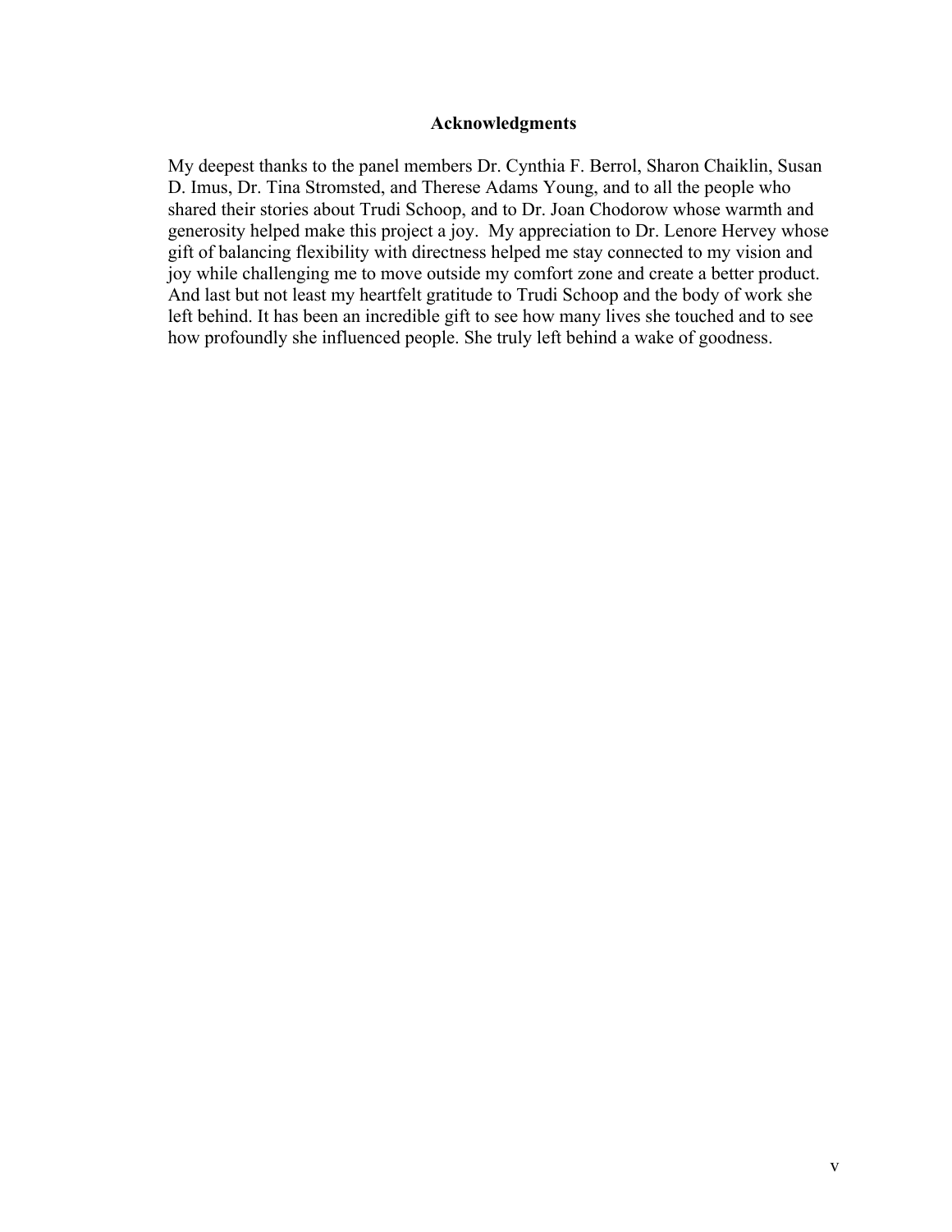## Acknowledgments

My deepest thanks to the panel members Dr. Cynthia F. Berrol, Sharon Chaiklin, Susan D. Imus, Dr. Tina Stromsted, and Therese Adams Young, and to all the people who shared their stories about Trudi Schoop, and to Dr. Joan Chodorow whose warmth and generosity helped make this project a joy. My appreciation to Dr. Lenore Hervey whose gift of balancing flexibility with directness helped me stay connected to my vision and joy while challenging me to move outside my comfort zone and create a better product. And last but not least my heartfelt gratitude to Trudi Schoop and the body of work she left behind. It has been an incredible gift to see how many lives she touched and to see how profoundly she influenced people. She truly left behind a wake of goodness.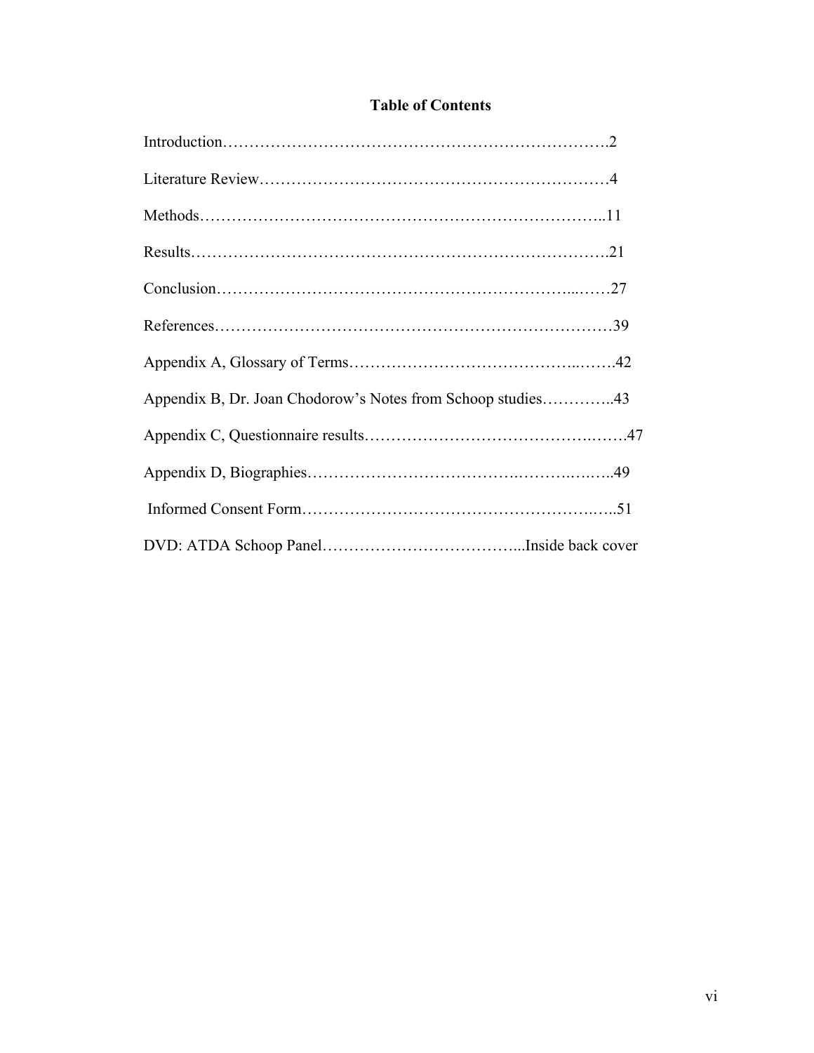# Table of Contents

Introduction……………………………………………………………….2

Literature Review……………………………………………………………4

Methods………………………………………………………………..11

Results……………………………………………………………………21

Conclusion…………………………………………………………...……27

References…………………………………………………………………39

Appendix A, Glossary of Terms……………………………………...…….42

Appendix B, Dr. Joan Chodorow's Notes from Schoop studies…………..43

Appendix C, Questionnaire results……………………………………..…….47

Appendix D, Biographies………………………………….……….…….49

Informed Consent Form…………………………………………….…..51

DVD: ATDA Schoop Panel……………………………...Inside back cover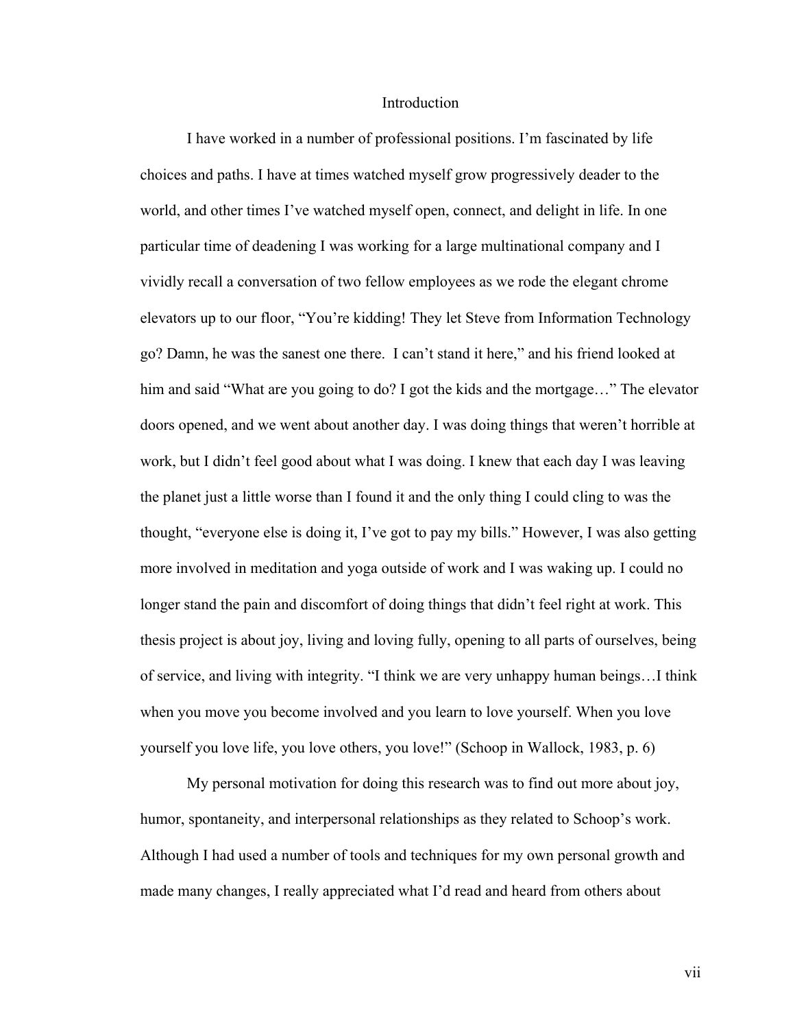# Introduction

I have worked in a number of professional positions. I'm fascinated by life choices and paths. I have at times watched myself grow progressively deader to the world, and other times I've watched myself open, connect, and delight in life. In one particular time of deadening I was working for a large multinational company and I vividly recall a conversation of two fellow employees as we rode the elegant chrome elevators up to our floor, "You're kidding! They let Steve from Information Technology go? Damn, he was the sanest one there. I can't stand it here," and his friend looked at him and said "What are you going to do? I got the kids and the mortgage…" The elevator doors opened, and we went about another day. I was doing things that weren't horrible at work, but I didn't feel good about what I was doing. I knew that each day I was leaving the planet just a little worse than I found it and the only thing I could cling to was the thought, "everyone else is doing it, I've got to pay my bills." However, I was also getting more involved in meditation and yoga outside of work and I was waking up. I could no longer stand the pain and discomfort of doing things that didn't feel right at work. This thesis project is about joy, living and loving fully, opening to all parts of ourselves, being of service, and living with integrity. "I think we are very unhappy human beings…I think when you move you become involved and you learn to love yourself. When you love yourself you love life, you love others, you love!" (Schoop in Wallock, 1983, p. 6)

My personal motivation for doing this research was to find out more about joy, humor, spontaneity, and interpersonal relationships as they related to Schoop's work. Although I had used a number of tools and techniques for my own personal growth and made many changes, I really appreciated what I'd read and heard from others about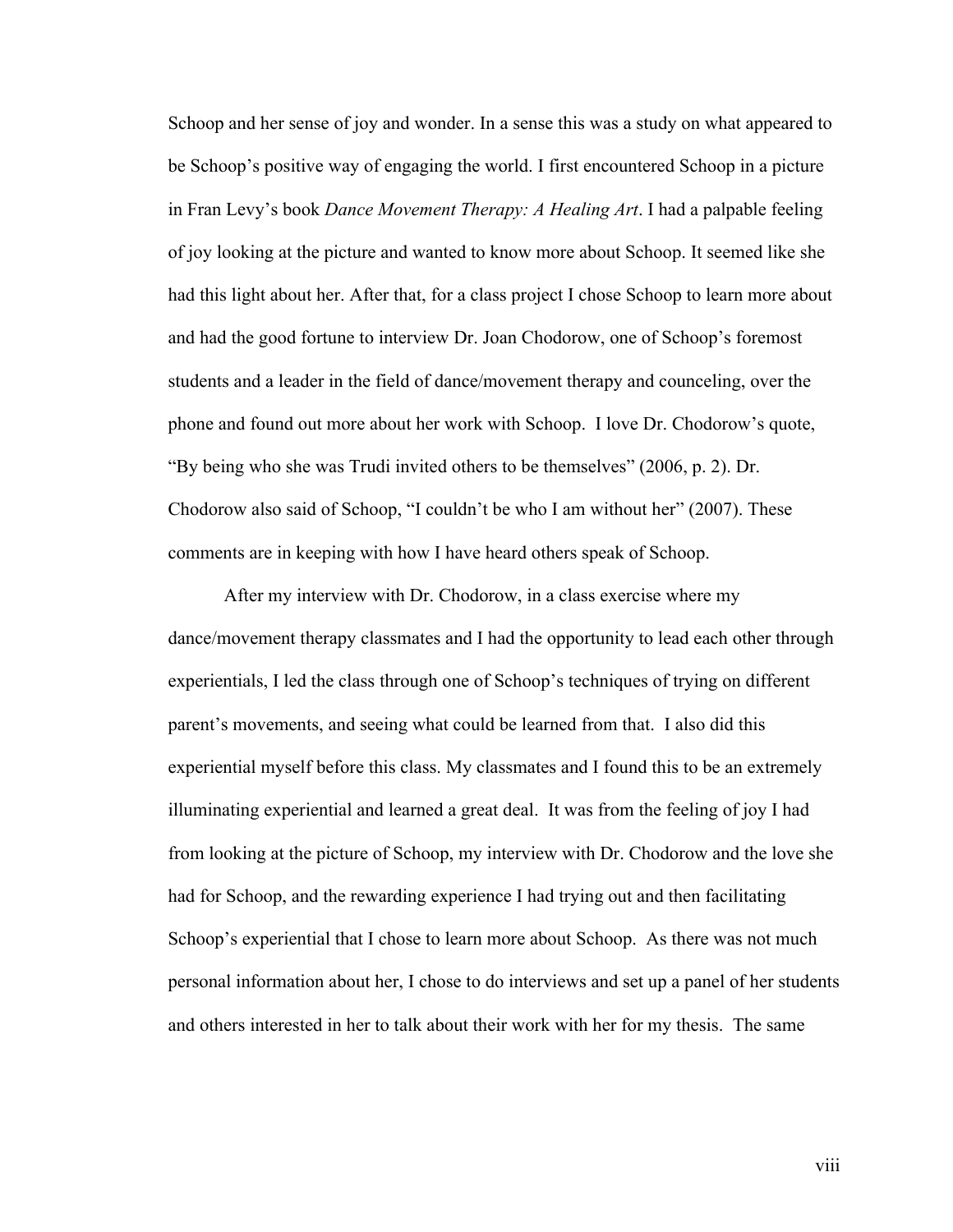Schoop and her sense of joy and wonder. In a sense this was a study on what appeared to be Schoop's positive way of engaging the world. I first encountered Schoop in a picture in Fran Levy's book *Dance Movement Therapy: A Healing Art*. I had a palpable feeling of joy looking at the picture and wanted to know more about Schoop. It seemed like she had this light about her. After that, for a class project I chose Schoop to learn more about and had the good fortune to interview Dr. Joan Chodorow, one of Schoop's foremost students and a leader in the field of dance/movement therapy and counceling, over the phone and found out more about her work with Schoop. I love Dr. Chodorow's quote, "By being who she was Trudi invited others to be themselves" (2006, p. 2). Dr. Chodorow also said of Schoop, "I couldn't be who I am without her" (2007). These comments are in keeping with how I have heard others speak of Schoop.

After my interview with Dr. Chodorow, in a class exercise where my dance/movement therapy classmates and I had the opportunity to lead each other through experientials, I led the class through one of Schoop's techniques of trying on different parent's movements, and seeing what could be learned from that. I also did this experiential myself before this class. My classmates and I found this to be an extremely illuminating experiential and learned a great deal. It was from the feeling of joy I had from looking at the picture of Schoop, my interview with Dr. Chodorow and the love she had for Schoop, and the rewarding experience I had trying out and then facilitating Schoop's experiential that I chose to learn more about Schoop. As there was not much personal information about her, I chose to do interviews and set up a panel of her students and others interested in her to talk about their work with her for my thesis. The same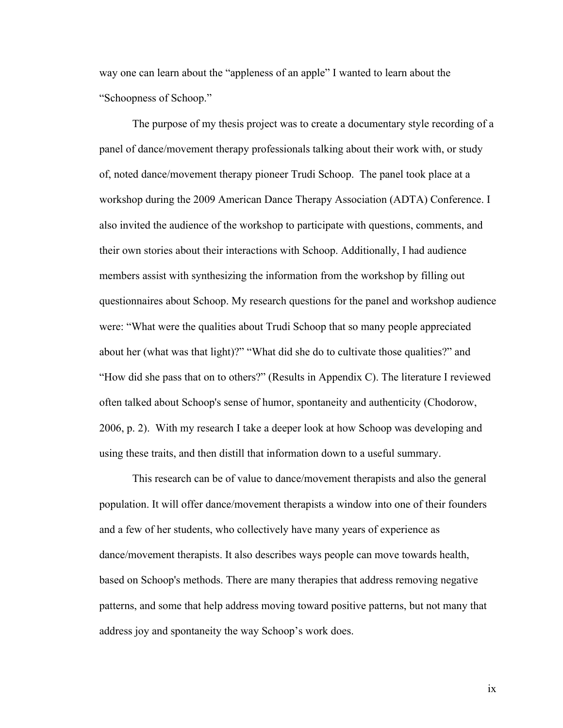way one can learn about the "appleness of an apple" I wanted to learn about the "Schoopness of Schoop."

The purpose of my thesis project was to create a documentary style recording of a panel of dance/movement therapy professionals talking about their work with, or study of, noted dance/movement therapy pioneer Trudi Schoop. The panel took place at a workshop during the 2009 American Dance Therapy Association (ADTA) Conference. I also invited the audience of the workshop to participate with questions, comments, and their own stories about their interactions with Schoop. Additionally, I had audience members assist with synthesizing the information from the workshop by filling out questionnaires about Schoop. My research questions for the panel and workshop audience were: "What were the qualities about Trudi Schoop that so many people appreciated about her (what was that light)?" "What did she do to cultivate those qualities?" and "How did she pass that on to others?" (Results in Appendix C). The literature I reviewed often talked about Schoop's sense of humor, spontaneity and authenticity (Chodorow, 2006, p. 2). With my research I take a deeper look at how Schoop was developing and using these traits, and then distill that information down to a useful summary.

This research can be of value to dance/movement therapists and also the general population. It will offer dance/movement therapists a window into one of their founders and a few of her students, who collectively have many years of experience as dance/movement therapists. It also describes ways people can move towards health, based on Schoop's methods. There are many therapies that address removing negative patterns, and some that help address moving toward positive patterns, but not many that address joy and spontaneity the way Schoop's work does.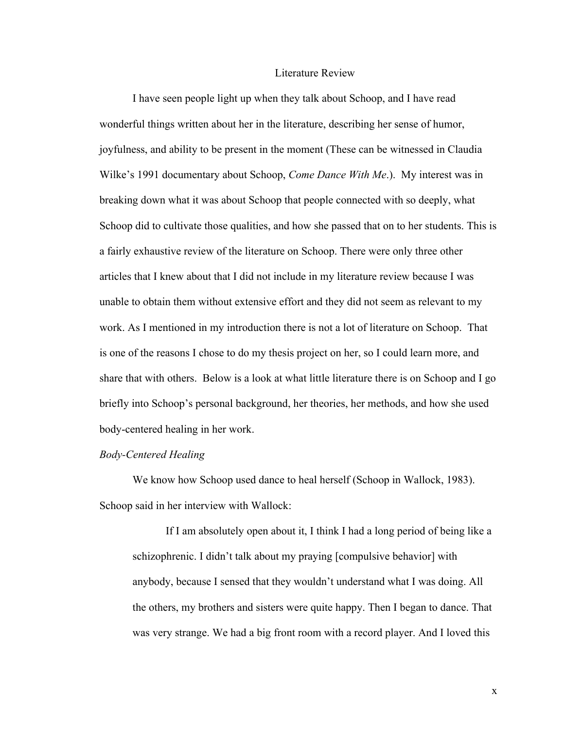# Literature Review

I have seen people light up when they talk about Schoop, and I have read wonderful things written about her in the literature, describing her sense of humor, joyfulness, and ability to be present in the moment (These can be witnessed in Claudia Wilke's 1991 documentary about Schoop, *Come Dance With Me*.). My interest was in breaking down what it was about Schoop that people connected with so deeply, what Schoop did to cultivate those qualities, and how she passed that on to her students. This is a fairly exhaustive review of the literature on Schoop. There were only three other articles that I knew about that I did not include in my literature review because I was unable to obtain them without extensive effort and they did not seem as relevant to my work. As I mentioned in my introduction there is not a lot of literature on Schoop. That is one of the reasons I chose to do my thesis project on her, so I could learn more, and share that with others. Below is a look at what little literature there is on Schoop and I go briefly into Schoop's personal background, her theories, her methods, and how she used body-centered healing in her work.

*Body-Centered Healing*

We know how Schoop used dance to heal herself (Schoop in Wallock, 1983). Schoop said in her interview with Wallock:

> If I am absolutely open about it, I think I had a long period of being like a schizophrenic. I didn't talk about my praying [compulsive behavior] with anybody, because I sensed that they wouldn't understand what I was doing. All the others, my brothers and sisters were quite happy. Then I began to dance. That was very strange. We had a big front room with a record player. And I loved this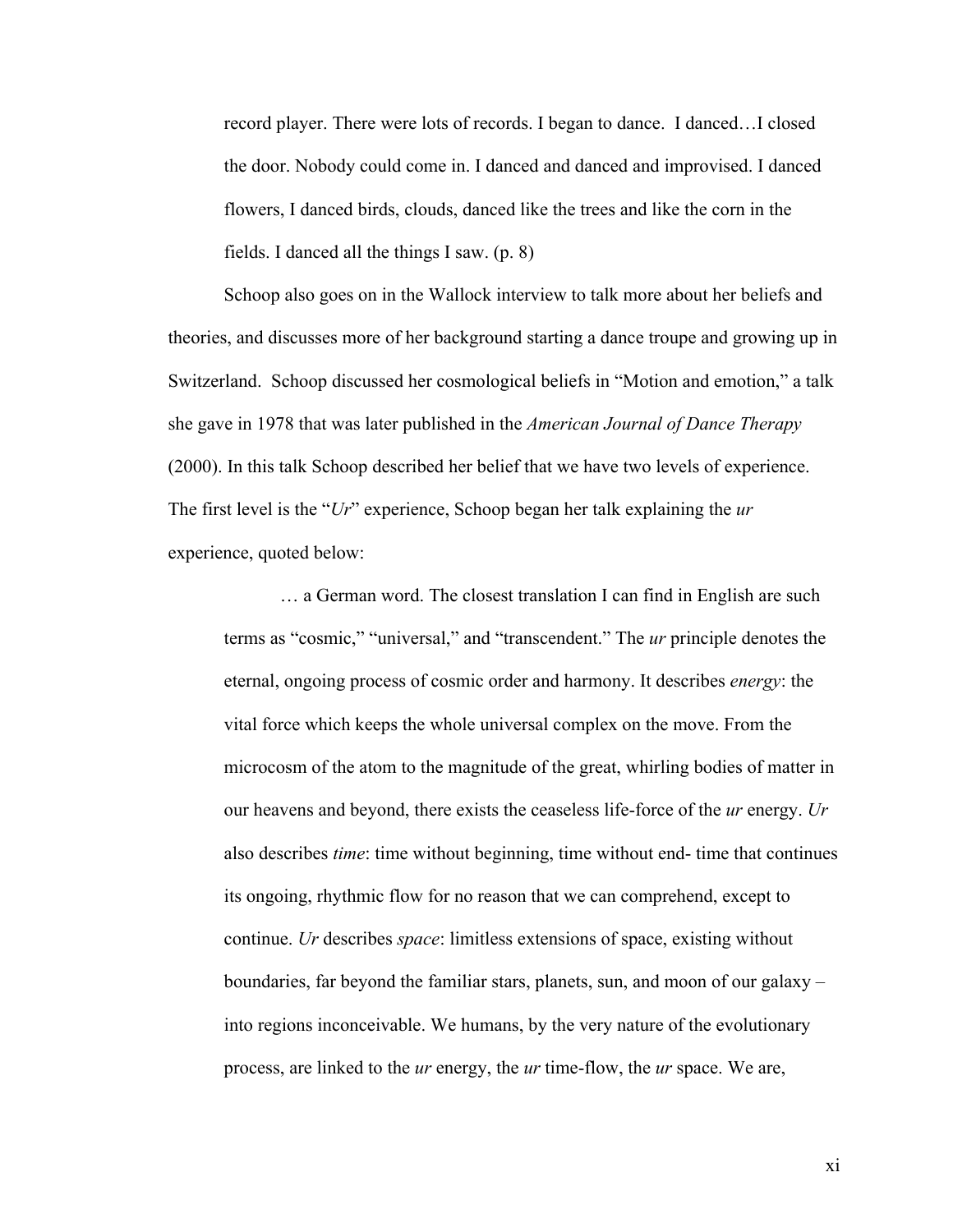> record player. There were lots of records. I began to dance. I danced…I closed the door. Nobody could come in. I danced and danced and improvised. I danced flowers, I danced birds, clouds, danced like the trees and like the corn in the fields. I danced all the things I saw. (p. 8)

Schoop also goes on in the Wallock interview to talk more about her beliefs and theories, and discusses more of her background starting a dance troupe and growing up in Switzerland. Schoop discussed her cosmological beliefs in "Motion and emotion," a talk she gave in 1978 that was later published in the *American Journal of Dance Therapy* (2000). In this talk Schoop described her belief that we have two levels of experience. The first level is the "*Ur*" experience, Schoop began her talk explaining the *ur* experience, quoted below:

> … a German word. The closest translation I can find in English are such terms as "cosmic," "universal," and "transcendent." The *ur* principle denotes the eternal, ongoing process of cosmic order and harmony. It describes *energy*: the vital force which keeps the whole universal complex on the move. From the microcosm of the atom to the magnitude of the great, whirling bodies of matter in our heavens and beyond, there exists the ceaseless life-force of the *ur* energy. *Ur* also describes *time*: time without beginning, time without end- time that continues its ongoing, rhythmic flow for no reason that we can comprehend, except to continue. *Ur* describes *space*: limitless extensions of space, existing without boundaries, far beyond the familiar stars, planets, sun, and moon of our galaxy – into regions inconceivable. We humans, by the very nature of the evolutionary process, are linked to the *ur* energy, the *ur* time-flow, the *ur* space. We are,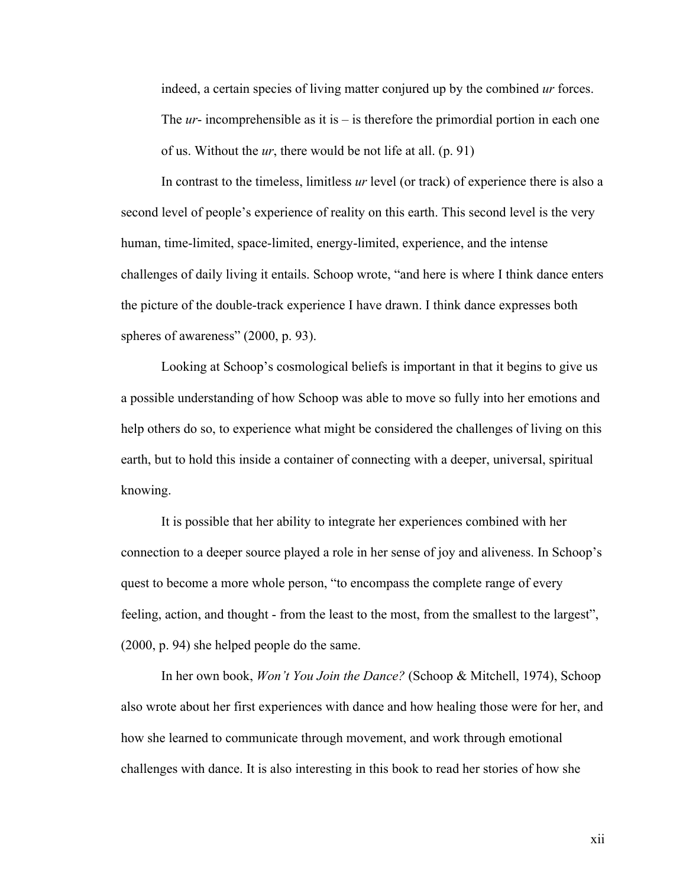indeed, a certain species of living matter conjured up by the combined *ur* forces. The *ur*- incomprehensible as it is – is therefore the primordial portion in each one of us. Without the *ur*, there would be not life at all. (p. 91)

In contrast to the timeless, limitless *ur* level (or track) of experience there is also a second level of people's experience of reality on this earth. This second level is the very human, time-limited, space-limited, energy-limited, experience, and the intense challenges of daily living it entails. Schoop wrote, "and here is where I think dance enters the picture of the double-track experience I have drawn. I think dance expresses both spheres of awareness" (2000, p. 93).

Looking at Schoop's cosmological beliefs is important in that it begins to give us a possible understanding of how Schoop was able to move so fully into her emotions and help others do so, to experience what might be considered the challenges of living on this earth, but to hold this inside a container of connecting with a deeper, universal, spiritual knowing.

It is possible that her ability to integrate her experiences combined with her connection to a deeper source played a role in her sense of joy and aliveness. In Schoop's quest to become a more whole person, "to encompass the complete range of every feeling, action, and thought - from the least to the most, from the smallest to the largest", (2000, p. 94) she helped people do the same.

In her own book, *Won't You Join the Dance?* (Schoop & Mitchell, 1974), Schoop also wrote about her first experiences with dance and how healing those were for her, and how she learned to communicate through movement, and work through emotional challenges with dance. It is also interesting in this book to read her stories of how she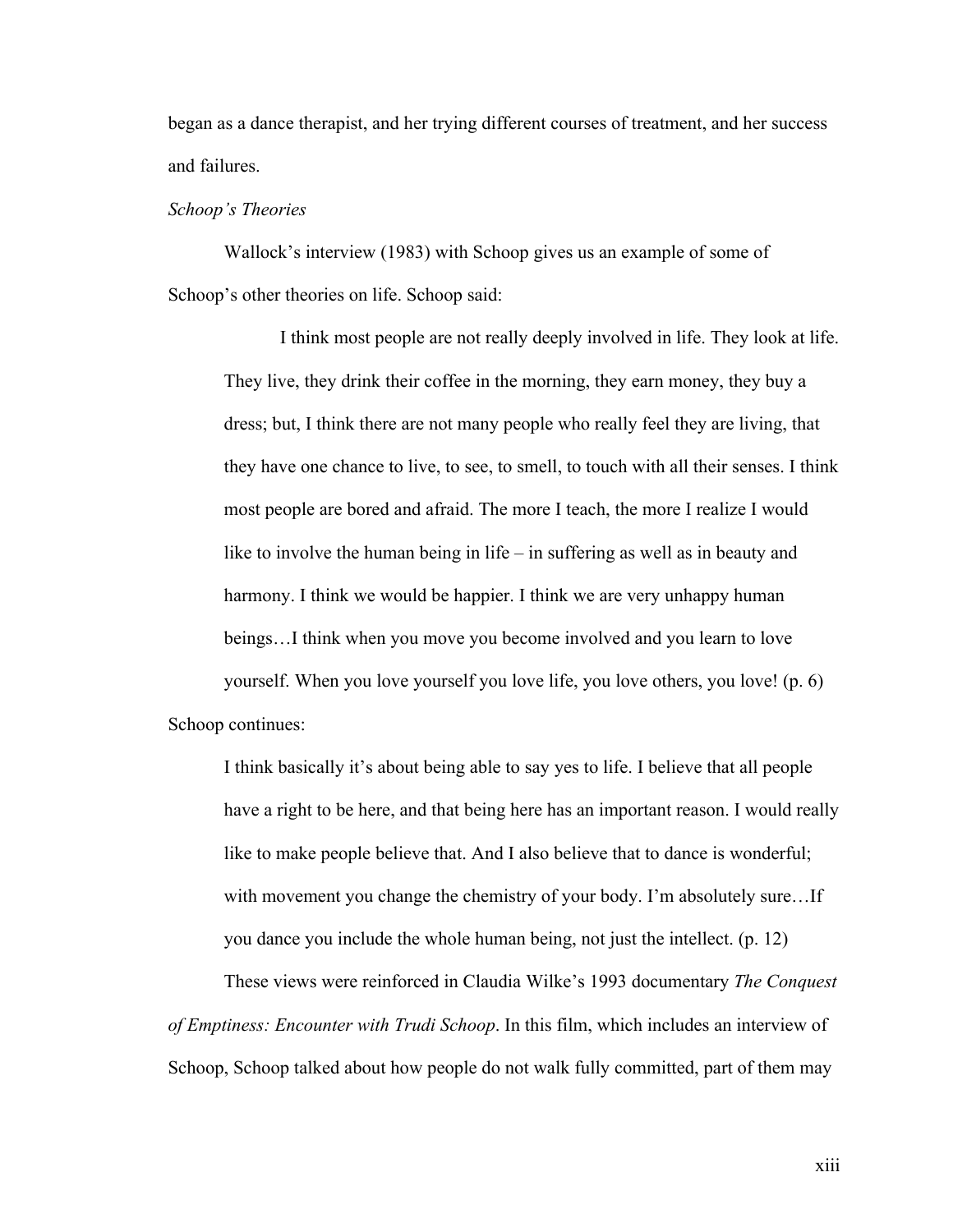began as a dance therapist, and her trying different courses of treatment, and her success and failures.

*Schoop's Theories*

Wallock's interview (1983) with Schoop gives us an example of some of Schoop's other theories on life. Schoop said:

> I think most people are not really deeply involved in life. They look at life. They live, they drink their coffee in the morning, they earn money, they buy a dress; but, I think there are not many people who really feel they are living, that they have one chance to live, to see, to smell, to touch with all their senses. I think most people are bored and afraid. The more I teach, the more I realize I would like to involve the human being in life – in suffering as well as in beauty and harmony. I think we would be happier. I think we are very unhappy human beings…I think when you move you become involved and you learn to love yourself. When you love yourself you love life, you love others, you love! (p. 6)

Schoop continues:

> I think basically it's about being able to say yes to life. I believe that all people have a right to be here, and that being here has an important reason. I would really like to make people believe that. And I also believe that to dance is wonderful; with movement you change the chemistry of your body. I'm absolutely sure…If you dance you include the whole human being, not just the intellect. (p. 12)

These views were reinforced in Claudia Wilke's 1993 documentary *The Conquest of Emptiness: Encounter with Trudi Schoop*. In this film, which includes an interview of Schoop, Schoop talked about how people do not walk fully committed, part of them may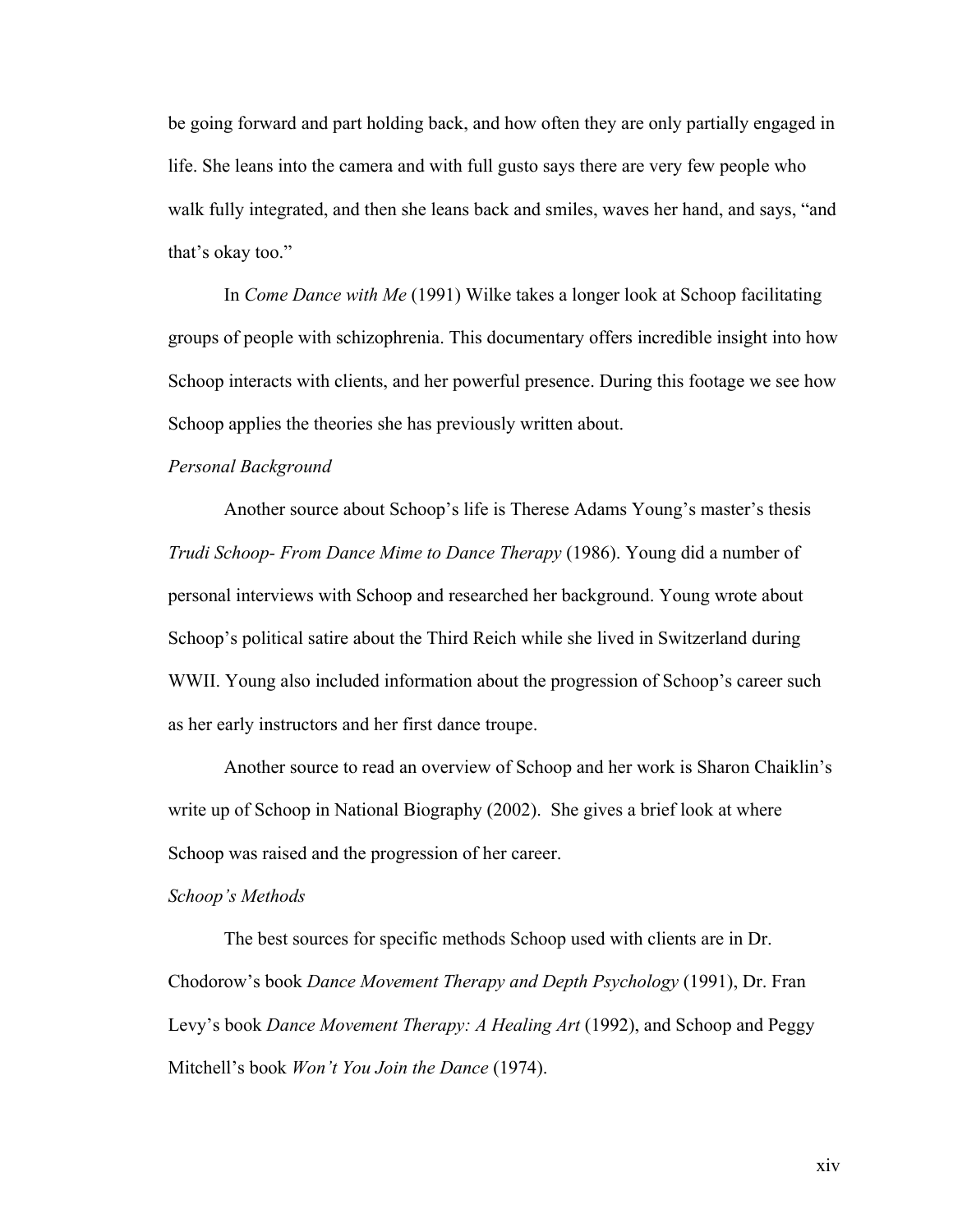be going forward and part holding back, and how often they are only partially engaged in life. She leans into the camera and with full gusto says there are very few people who walk fully integrated, and then she leans back and smiles, waves her hand, and says, "and that's okay too."

In *Come Dance with Me* (1991) Wilke takes a longer look at Schoop facilitating groups of people with schizophrenia. This documentary offers incredible insight into how Schoop interacts with clients, and her powerful presence. During this footage we see how Schoop applies the theories she has previously written about.

*Personal Background*

Another source about Schoop's life is Therese Adams Young's master's thesis *Trudi Schoop- From Dance Mime to Dance Therapy* (1986). Young did a number of personal interviews with Schoop and researched her background. Young wrote about Schoop's political satire about the Third Reich while she lived in Switzerland during WWII. Young also included information about the progression of Schoop's career such as her early instructors and her first dance troupe.

Another source to read an overview of Schoop and her work is Sharon Chaiklin's write up of Schoop in National Biography (2002). She gives a brief look at where Schoop was raised and the progression of her career.

*Schoop's Methods*

The best sources for specific methods Schoop used with clients are in Dr. Chodorow's book *Dance Movement Therapy and Depth Psychology* (1991), Dr. Fran Levy's book *Dance Movement Therapy: A Healing Art* (1992), and Schoop and Peggy Mitchell's book *Won't You Join the Dance* (1974).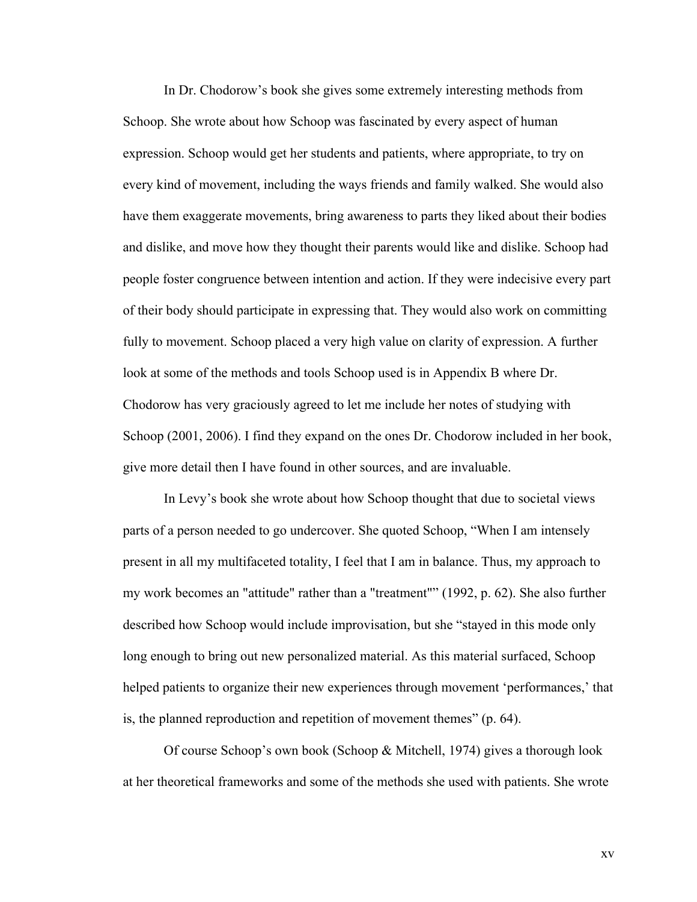In Dr. Chodorow's book she gives some extremely interesting methods from Schoop. She wrote about how Schoop was fascinated by every aspect of human expression. Schoop would get her students and patients, where appropriate, to try on every kind of movement, including the ways friends and family walked. She would also have them exaggerate movements, bring awareness to parts they liked about their bodies and dislike, and move how they thought their parents would like and dislike. Schoop had people foster congruence between intention and action. If they were indecisive every part of their body should participate in expressing that. They would also work on committing fully to movement. Schoop placed a very high value on clarity of expression. A further look at some of the methods and tools Schoop used is in Appendix B where Dr. Chodorow has very graciously agreed to let me include her notes of studying with Schoop (2001, 2006). I find they expand on the ones Dr. Chodorow included in her book, give more detail then I have found in other sources, and are invaluable.

In Levy's book she wrote about how Schoop thought that due to societal views parts of a person needed to go undercover. She quoted Schoop, "When I am intensely present in all my multifaceted totality, I feel that I am in balance. Thus, my approach to my work becomes an "attitude" rather than a "treatment"" (1992, p. 62). She also further described how Schoop would include improvisation, but she "stayed in this mode only long enough to bring out new personalized material. As this material surfaced, Schoop helped patients to organize their new experiences through movement 'performances,' that is, the planned reproduction and repetition of movement themes" (p. 64).

Of course Schoop's own book (Schoop & Mitchell, 1974) gives a thorough look at her theoretical frameworks and some of the methods she used with patients. She wrote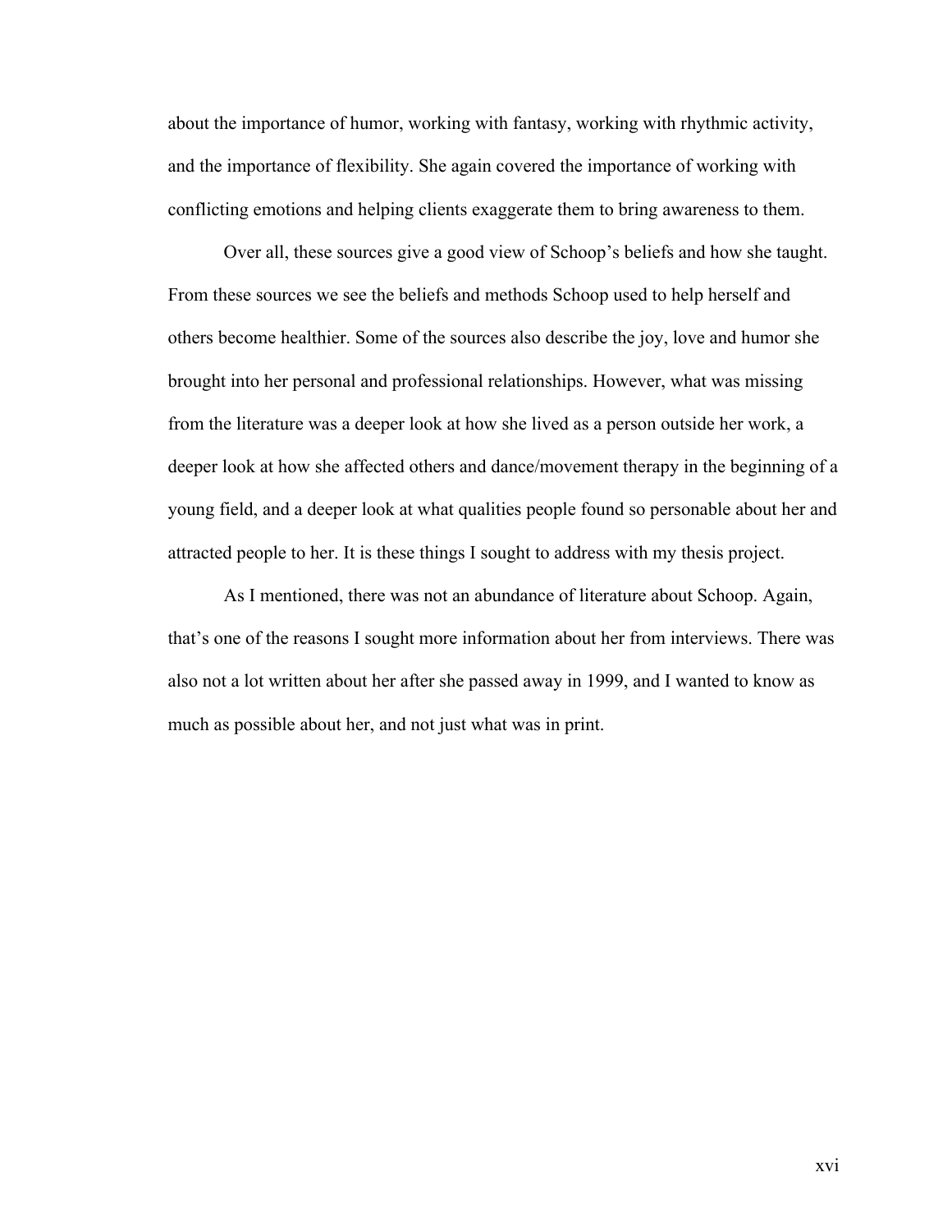about the importance of humor, working with fantasy, working with rhythmic activity, and the importance of flexibility. She again covered the importance of working with conflicting emotions and helping clients exaggerate them to bring awareness to them.

Over all, these sources give a good view of Schoop's beliefs and how she taught. From these sources we see the beliefs and methods Schoop used to help herself and others become healthier. Some of the sources also describe the joy, love and humor she brought into her personal and professional relationships. However, what was missing from the literature was a deeper look at how she lived as a person outside her work, a deeper look at how she affected others and dance/movement therapy in the beginning of a young field, and a deeper look at what qualities people found so personable about her and attracted people to her. It is these things I sought to address with my thesis project.

As I mentioned, there was not an abundance of literature about Schoop. Again, that's one of the reasons I sought more information about her from interviews. There was also not a lot written about her after she passed away in 1999, and I wanted to know as much as possible about her, and not just what was in print.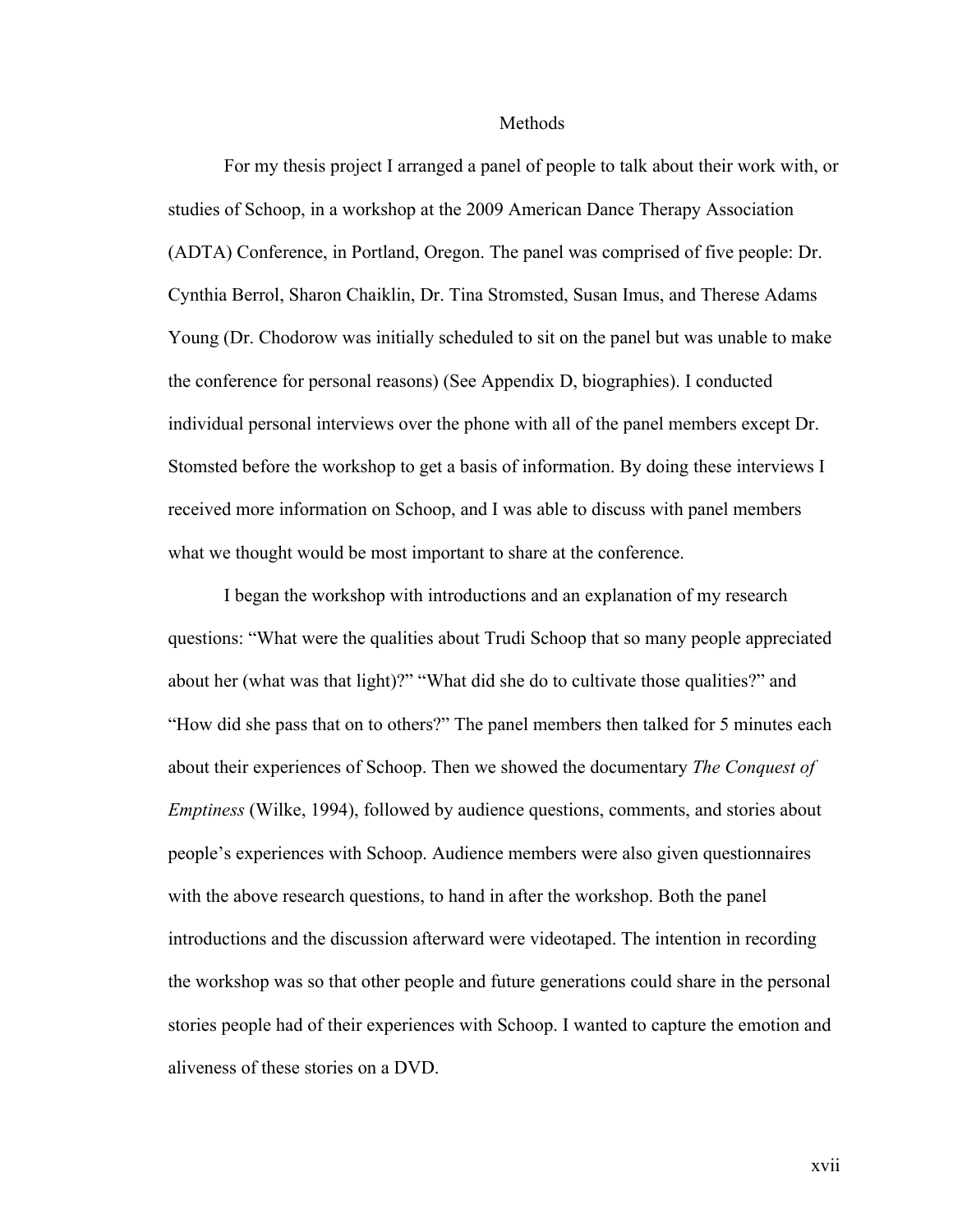# Methods

For my thesis project I arranged a panel of people to talk about their work with, or studies of Schoop, in a workshop at the 2009 American Dance Therapy Association (ADTA) Conference, in Portland, Oregon. The panel was comprised of five people: Dr. Cynthia Berrol, Sharon Chaiklin, Dr. Tina Stromsted, Susan Imus, and Therese Adams Young (Dr. Chodorow was initially scheduled to sit on the panel but was unable to make the conference for personal reasons) (See Appendix D, biographies). I conducted individual personal interviews over the phone with all of the panel members except Dr. Stomsted before the workshop to get a basis of information. By doing these interviews I received more information on Schoop, and I was able to discuss with panel members what we thought would be most important to share at the conference.

I began the workshop with introductions and an explanation of my research questions: "What were the qualities about Trudi Schoop that so many people appreciated about her (what was that light)?" "What did she do to cultivate those qualities?" and "How did she pass that on to others?" The panel members then talked for 5 minutes each about their experiences of Schoop. Then we showed the documentary *The Conquest of Emptiness* (Wilke, 1994), followed by audience questions, comments, and stories about people's experiences with Schoop. Audience members were also given questionnaires with the above research questions, to hand in after the workshop. Both the panel introductions and the discussion afterward were videotaped. The intention in recording the workshop was so that other people and future generations could share in the personal stories people had of their experiences with Schoop. I wanted to capture the emotion and aliveness of these stories on a DVD.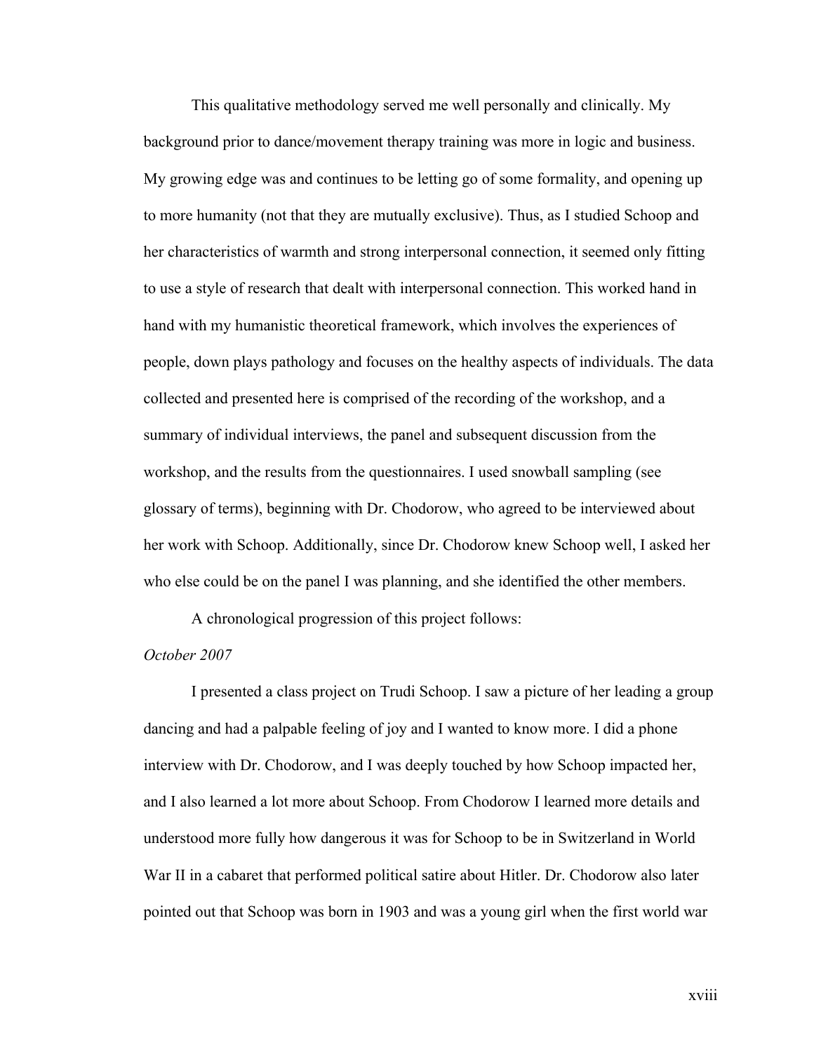This qualitative methodology served me well personally and clinically. My background prior to dance/movement therapy training was more in logic and business. My growing edge was and continues to be letting go of some formality, and opening up to more humanity (not that they are mutually exclusive). Thus, as I studied Schoop and her characteristics of warmth and strong interpersonal connection, it seemed only fitting to use a style of research that dealt with interpersonal connection. This worked hand in hand with my humanistic theoretical framework, which involves the experiences of people, down plays pathology and focuses on the healthy aspects of individuals. The data collected and presented here is comprised of the recording of the workshop, and a summary of individual interviews, the panel and subsequent discussion from the workshop, and the results from the questionnaires. I used snowball sampling (see glossary of terms), beginning with Dr. Chodorow, who agreed to be interviewed about her work with Schoop. Additionally, since Dr. Chodorow knew Schoop well, I asked her who else could be on the panel I was planning, and she identified the other members.

A chronological progression of this project follows:

*October 2007*

I presented a class project on Trudi Schoop. I saw a picture of her leading a group dancing and had a palpable feeling of joy and I wanted to know more. I did a phone interview with Dr. Chodorow, and I was deeply touched by how Schoop impacted her, and I also learned a lot more about Schoop. From Chodorow I learned more details and understood more fully how dangerous it was for Schoop to be in Switzerland in World War II in a cabaret that performed political satire about Hitler. Dr. Chodorow also later pointed out that Schoop was born in 1903 and was a young girl when the first world war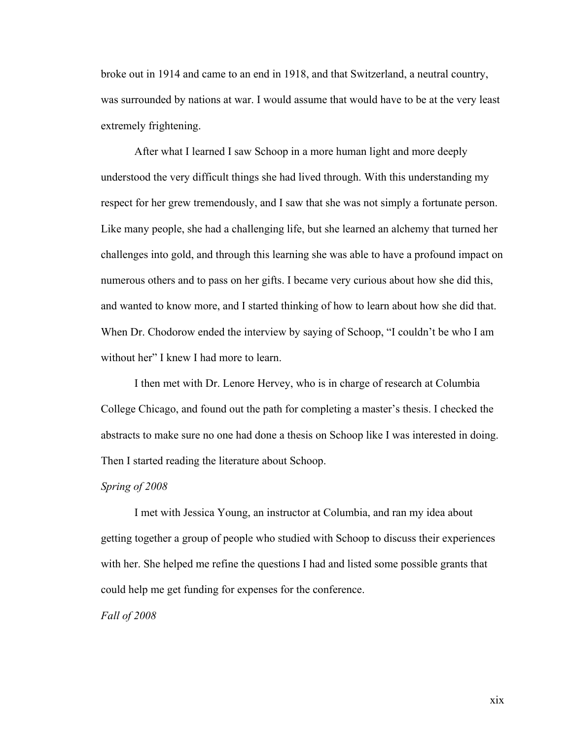broke out in 1914 and came to an end in 1918, and that Switzerland, a neutral country, was surrounded by nations at war. I would assume that would have to be at the very least extremely frightening.

After what I learned I saw Schoop in a more human light and more deeply understood the very difficult things she had lived through. With this understanding my respect for her grew tremendously, and I saw that she was not simply a fortunate person. Like many people, she had a challenging life, but she learned an alchemy that turned her challenges into gold, and through this learning she was able to have a profound impact on numerous others and to pass on her gifts. I became very curious about how she did this, and wanted to know more, and I started thinking of how to learn about how she did that. When Dr. Chodorow ended the interview by saying of Schoop, "I couldn't be who I am without her" I knew I had more to learn.

I then met with Dr. Lenore Hervey, who is in charge of research at Columbia College Chicago, and found out the path for completing a master's thesis. I checked the abstracts to make sure no one had done a thesis on Schoop like I was interested in doing. Then I started reading the literature about Schoop.

*Spring of 2008*

I met with Jessica Young, an instructor at Columbia, and ran my idea about getting together a group of people who studied with Schoop to discuss their experiences with her. She helped me refine the questions I had and listed some possible grants that could help me get funding for expenses for the conference.

*Fall of 2008*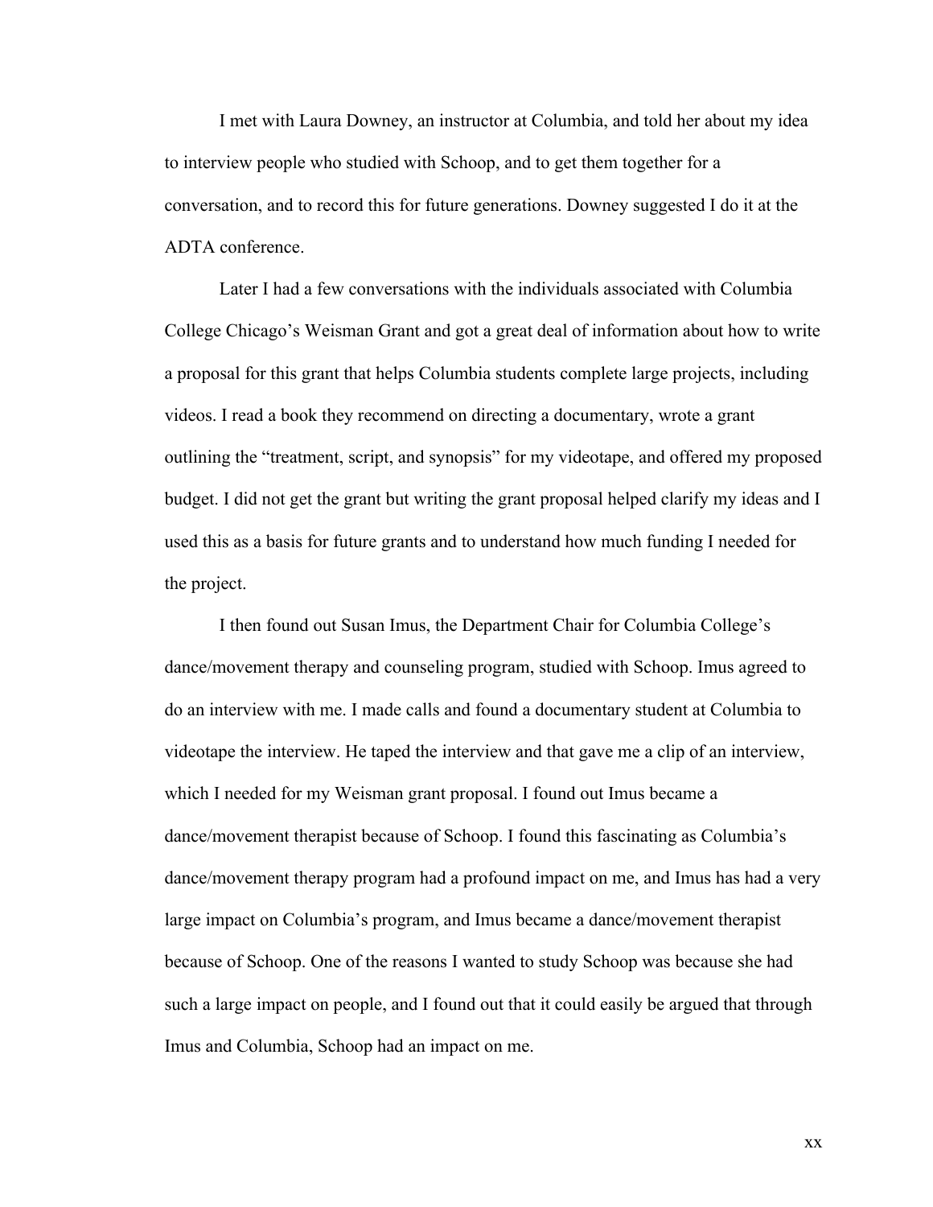I met with Laura Downey, an instructor at Columbia, and told her about my idea to interview people who studied with Schoop, and to get them together for a conversation, and to record this for future generations. Downey suggested I do it at the ADTA conference.

Later I had a few conversations with the individuals associated with Columbia College Chicago's Weisman Grant and got a great deal of information about how to write a proposal for this grant that helps Columbia students complete large projects, including videos. I read a book they recommend on directing a documentary, wrote a grant outlining the "treatment, script, and synopsis" for my videotape, and offered my proposed budget. I did not get the grant but writing the grant proposal helped clarify my ideas and I used this as a basis for future grants and to understand how much funding I needed for the project.

I then found out Susan Imus, the Department Chair for Columbia College's dance/movement therapy and counseling program, studied with Schoop. Imus agreed to do an interview with me. I made calls and found a documentary student at Columbia to videotape the interview. He taped the interview and that gave me a clip of an interview, which I needed for my Weisman grant proposal. I found out Imus became a dance/movement therapist because of Schoop. I found this fascinating as Columbia's dance/movement therapy program had a profound impact on me, and Imus has had a very large impact on Columbia's program, and Imus became a dance/movement therapist because of Schoop. One of the reasons I wanted to study Schoop was because she had such a large impact on people, and I found out that it could easily be argued that through Imus and Columbia, Schoop had an impact on me.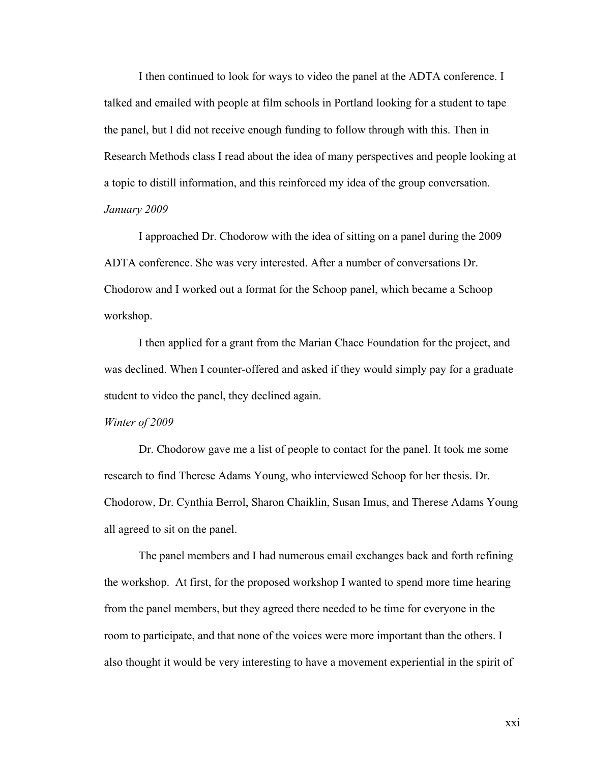I then continued to look for ways to video the panel at the ADTA conference. I talked and emailed with people at film schools in Portland looking for a student to tape the panel, but I did not receive enough funding to follow through with this. Then in Research Methods class I read about the idea of many perspectives and people looking at a topic to distill information, and this reinforced my idea of the group conversation.

*January 2009*

I approached Dr. Chodorow with the idea of sitting on a panel during the 2009 ADTA conference. She was very interested. After a number of conversations Dr. Chodorow and I worked out a format for the Schoop panel, which became a Schoop workshop.

I then applied for a grant from the Marian Chace Foundation for the project, and was declined. When I counter-offered and asked if they would simply pay for a graduate student to video the panel, they declined again.

*Winter of 2009*

Dr. Chodorow gave me a list of people to contact for the panel. It took me some research to find Therese Adams Young, who interviewed Schoop for her thesis. Dr. Chodorow, Dr. Cynthia Berrol, Sharon Chaiklin, Susan Imus, and Therese Adams Young all agreed to sit on the panel.

The panel members and I had numerous email exchanges back and forth refining the workshop. At first, for the proposed workshop I wanted to spend more time hearing from the panel members, but they agreed there needed to be time for everyone in the room to participate, and that none of the voices were more important than the others. I also thought it would be very interesting to have a movement experiential in the spirit of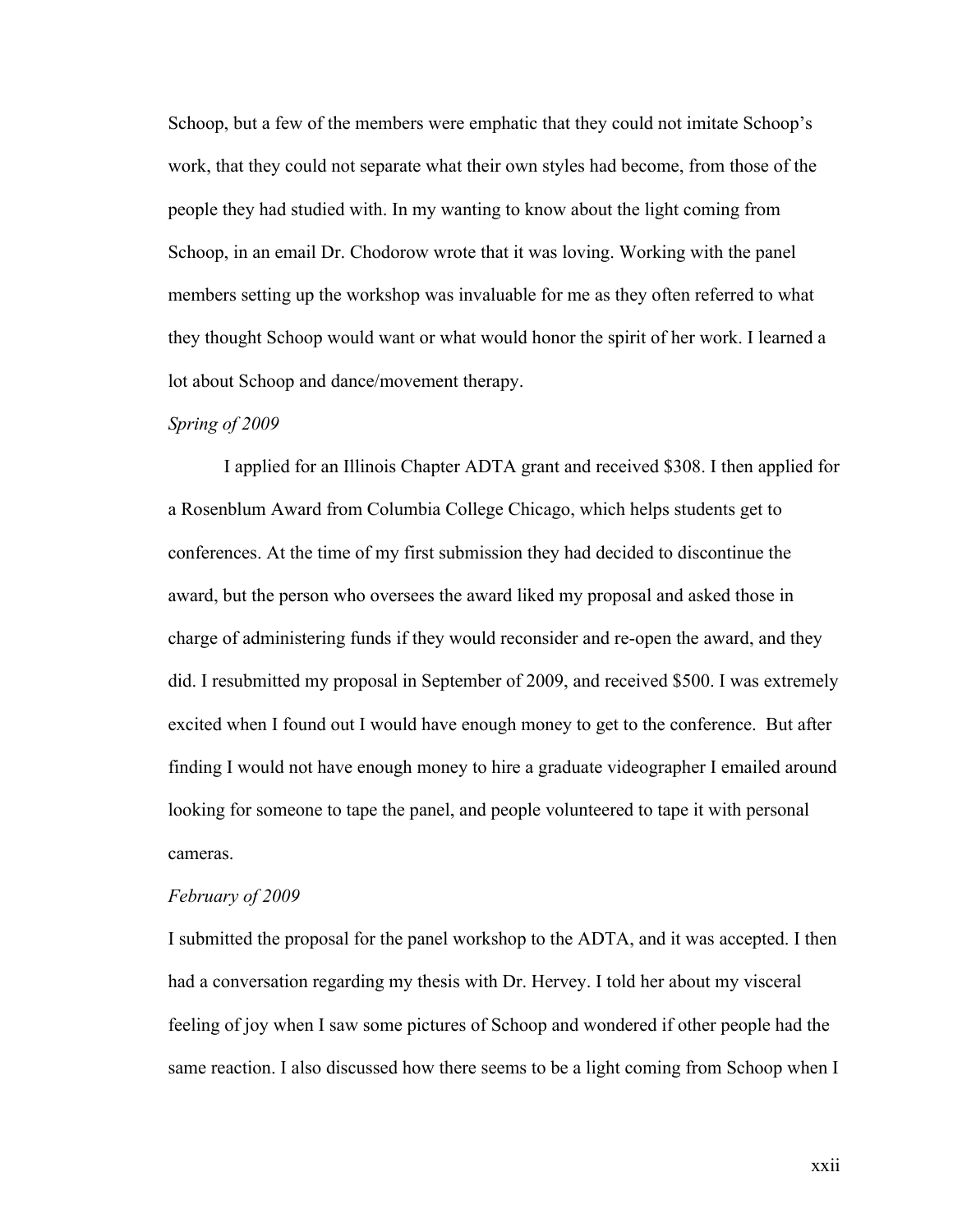Schoop, but a few of the members were emphatic that they could not imitate Schoop's work, that they could not separate what their own styles had become, from those of the people they had studied with. In my wanting to know about the light coming from Schoop, in an email Dr. Chodorow wrote that it was loving. Working with the panel members setting up the workshop was invaluable for me as they often referred to what they thought Schoop would want or what would honor the spirit of her work. I learned a lot about Schoop and dance/movement therapy.

*Spring of 2009*

I applied for an Illinois Chapter ADTA grant and received $308. I then applied for a Rosenblum Award from Columbia College Chicago, which helps students get to conferences. At the time of my first submission they had decided to discontinue the award, but the person who oversees the award liked my proposal and asked those in charge of administering funds if they would reconsider and re-open the award, and they did. I resubmitted my proposal in September of 2009, and received $500. I was extremely excited when I found out I would have enough money to get to the conference. But after finding I would not have enough money to hire a graduate videographer I emailed around looking for someone to tape the panel, and people volunteered to tape it with personal cameras.

*February of 2009*

I submitted the proposal for the panel workshop to the ADTA, and it was accepted. I then had a conversation regarding my thesis with Dr. Hervey. I told her about my visceral feeling of joy when I saw some pictures of Schoop and wondered if other people had the same reaction. I also discussed how there seems to be a light coming from Schoop when I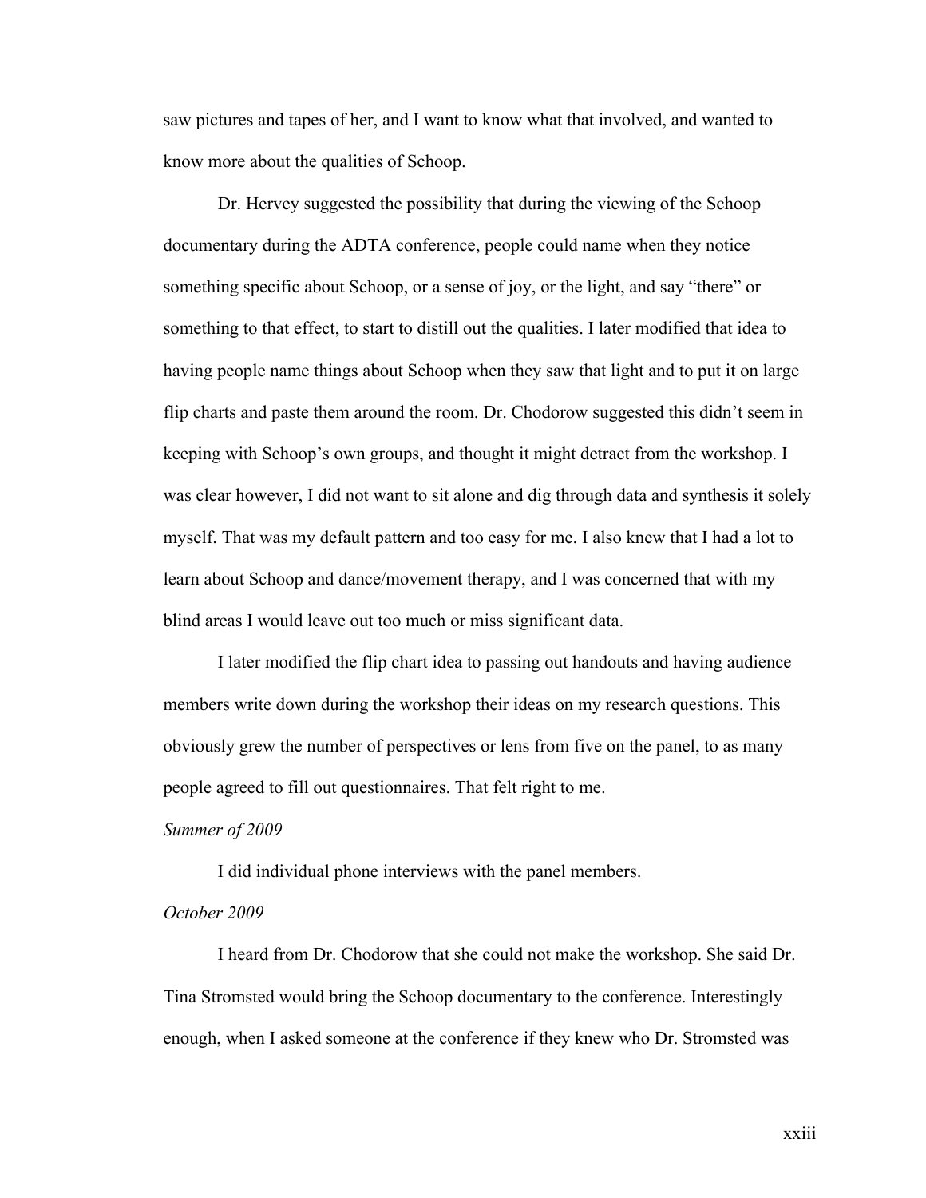saw pictures and tapes of her, and I want to know what that involved, and wanted to know more about the qualities of Schoop.

Dr. Hervey suggested the possibility that during the viewing of the Schoop documentary during the ADTA conference, people could name when they notice something specific about Schoop, or a sense of joy, or the light, and say "there" or something to that effect, to start to distill out the qualities. I later modified that idea to having people name things about Schoop when they saw that light and to put it on large flip charts and paste them around the room. Dr. Chodorow suggested this didn't seem in keeping with Schoop's own groups, and thought it might detract from the workshop. I was clear however, I did not want to sit alone and dig through data and synthesis it solely myself. That was my default pattern and too easy for me. I also knew that I had a lot to learn about Schoop and dance/movement therapy, and I was concerned that with my blind areas I would leave out too much or miss significant data.

I later modified the flip chart idea to passing out handouts and having audience members write down during the workshop their ideas on my research questions. This obviously grew the number of perspectives or lens from five on the panel, to as many people agreed to fill out questionnaires. That felt right to me.

*Summer of 2009*

I did individual phone interviews with the panel members.

*October 2009*

I heard from Dr. Chodorow that she could not make the workshop. She said Dr. Tina Stromsted would bring the Schoop documentary to the conference. Interestingly enough, when I asked someone at the conference if they knew who Dr. Stromsted was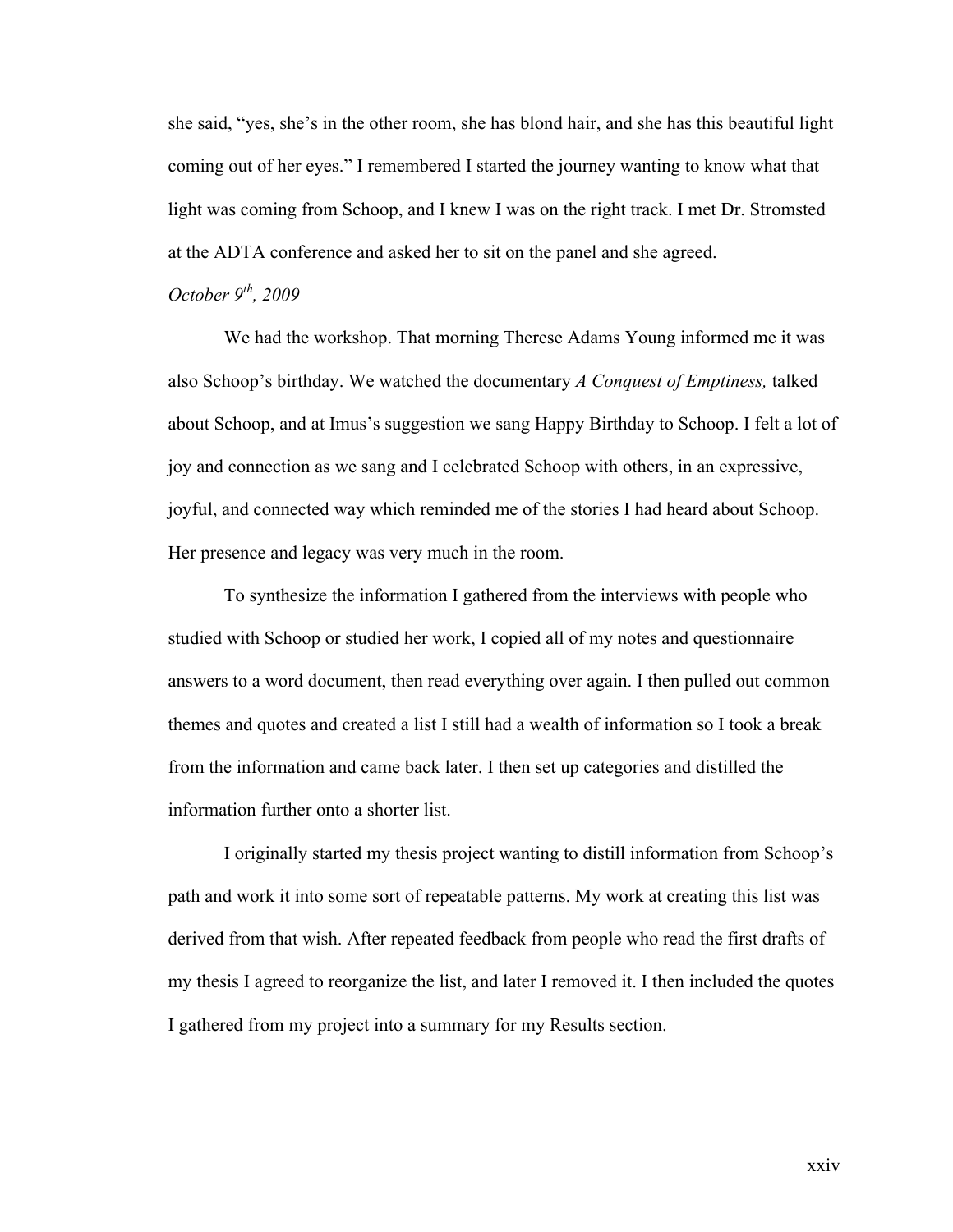she said, "yes, she's in the other room, she has blond hair, and she has this beautiful light coming out of her eyes." I remembered I started the journey wanting to know what that light was coming from Schoop, and I knew I was on the right track. I met Dr. Stromsted at the ADTA conference and asked her to sit on the panel and she agreed.

*October 9th, 2009*

We had the workshop. That morning Therese Adams Young informed me it was also Schoop's birthday. We watched the documentary *A Conquest of Emptiness,* talked about Schoop, and at Imus's suggestion we sang Happy Birthday to Schoop. I felt a lot of joy and connection as we sang and I celebrated Schoop with others, in an expressive, joyful, and connected way which reminded me of the stories I had heard about Schoop. Her presence and legacy was very much in the room.

To synthesize the information I gathered from the interviews with people who studied with Schoop or studied her work, I copied all of my notes and questionnaire answers to a word document, then read everything over again. I then pulled out common themes and quotes and created a list I still had a wealth of information so I took a break from the information and came back later. I then set up categories and distilled the information further onto a shorter list.

I originally started my thesis project wanting to distill information from Schoop's path and work it into some sort of repeatable patterns. My work at creating this list was derived from that wish. After repeated feedback from people who read the first drafts of my thesis I agreed to reorganize the list, and later I removed it. I then included the quotes I gathered from my project into a summary for my Results section.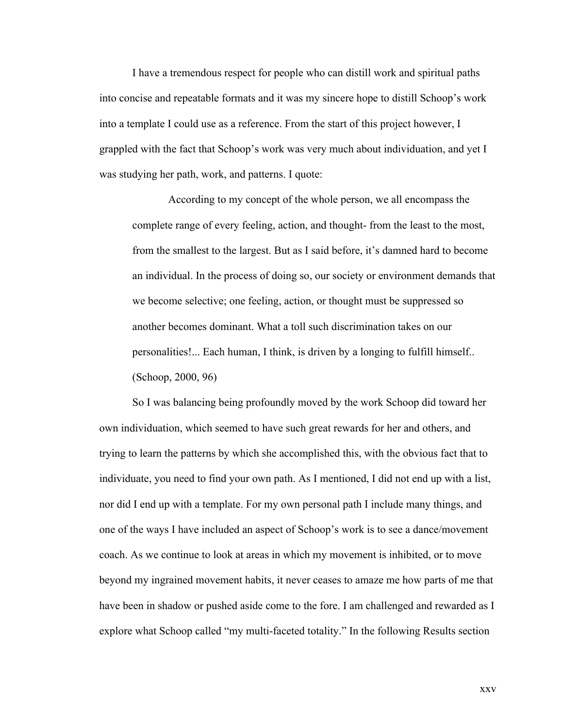I have a tremendous respect for people who can distill work and spiritual paths into concise and repeatable formats and it was my sincere hope to distill Schoop's work into a template I could use as a reference. From the start of this project however, I grappled with the fact that Schoop's work was very much about individuation, and yet I was studying her path, work, and patterns. I quote:

> According to my concept of the whole person, we all encompass the complete range of every feeling, action, and thought- from the least to the most, from the smallest to the largest. But as I said before, it's damned hard to become an individual. In the process of doing so, our society or environment demands that we become selective; one feeling, action, or thought must be suppressed so another becomes dominant. What a toll such discrimination takes on our personalities!... Each human, I think, is driven by a longing to fulfill himself.. (Schoop, 2000, 96)

So I was balancing being profoundly moved by the work Schoop did toward her own individuation, which seemed to have such great rewards for her and others, and trying to learn the patterns by which she accomplished this, with the obvious fact that to individuate, you need to find your own path. As I mentioned, I did not end up with a list, nor did I end up with a template. For my own personal path I include many things, and one of the ways I have included an aspect of Schoop's work is to see a dance/movement coach. As we continue to look at areas in which my movement is inhibited, or to move beyond my ingrained movement habits, it never ceases to amaze me how parts of me that have been in shadow or pushed aside come to the fore. I am challenged and rewarded as I explore what Schoop called "my multi-faceted totality." In the following Results section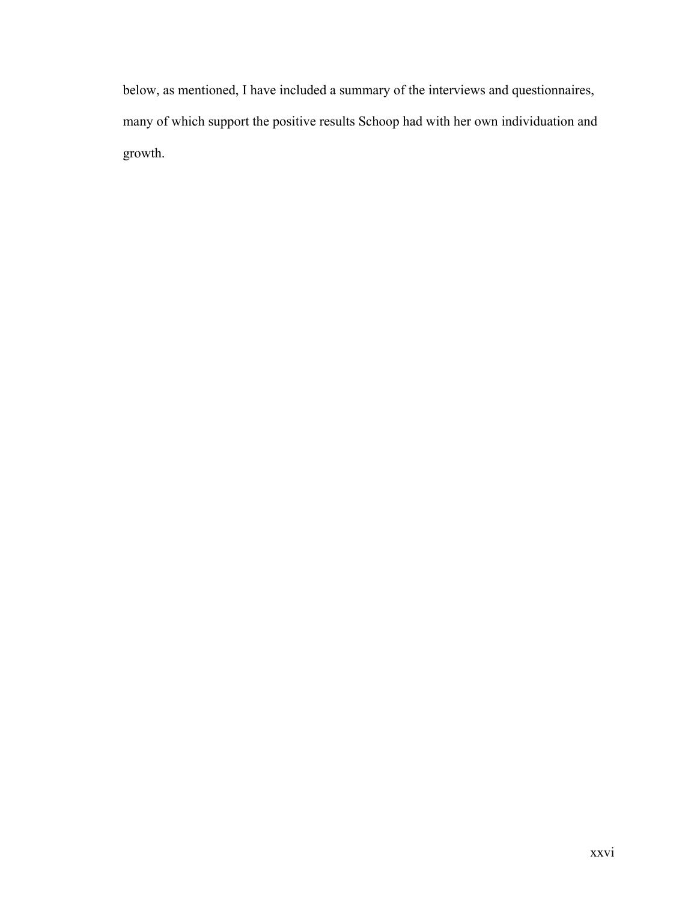below, as mentioned, I have included a summary of the interviews and questionnaires, many of which support the positive results Schoop had with her own individuation and growth.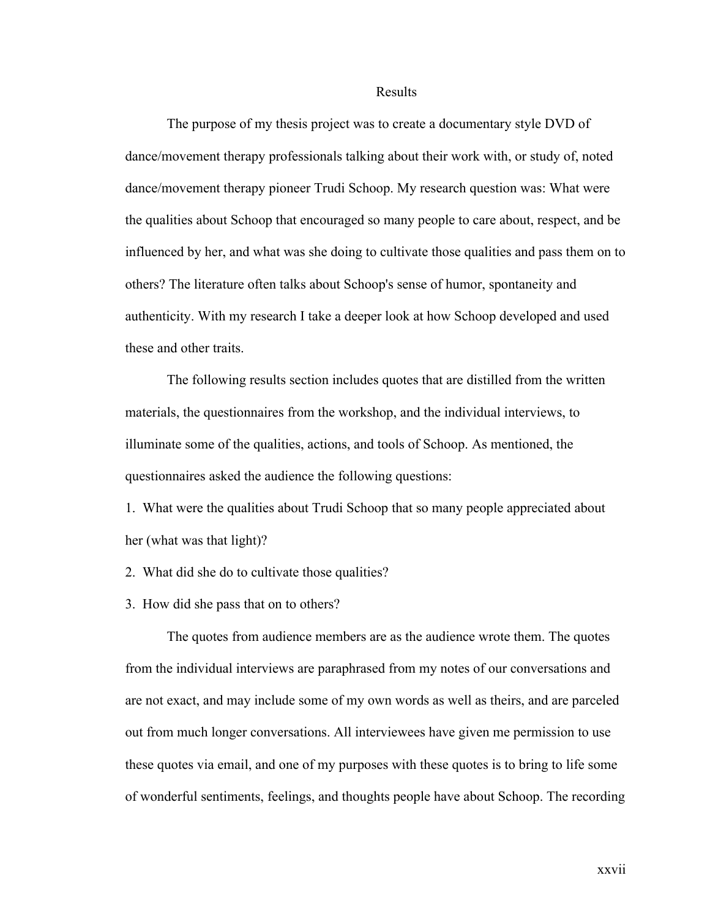# Results

The purpose of my thesis project was to create a documentary style DVD of dance/movement therapy professionals talking about their work with, or study of, noted dance/movement therapy pioneer Trudi Schoop. My research question was: What were the qualities about Schoop that encouraged so many people to care about, respect, and be influenced by her, and what was she doing to cultivate those qualities and pass them on to others? The literature often talks about Schoop's sense of humor, spontaneity and authenticity. With my research I take a deeper look at how Schoop developed and used these and other traits.

The following results section includes quotes that are distilled from the written materials, the questionnaires from the workshop, and the individual interviews, to illuminate some of the qualities, actions, and tools of Schoop. As mentioned, the questionnaires asked the audience the following questions:

1. What were the qualities about Trudi Schoop that so many people appreciated about her (what was that light)?
2. What did she do to cultivate those qualities?
3. How did she pass that on to others?

The quotes from audience members are as the audience wrote them. The quotes from the individual interviews are paraphrased from my notes of our conversations and are not exact, and may include some of my own words as well as theirs, and are parceled out from much longer conversations. All interviewees have given me permission to use these quotes via email, and one of my purposes with these quotes is to bring to life some of wonderful sentiments, feelings, and thoughts people have about Schoop. The recording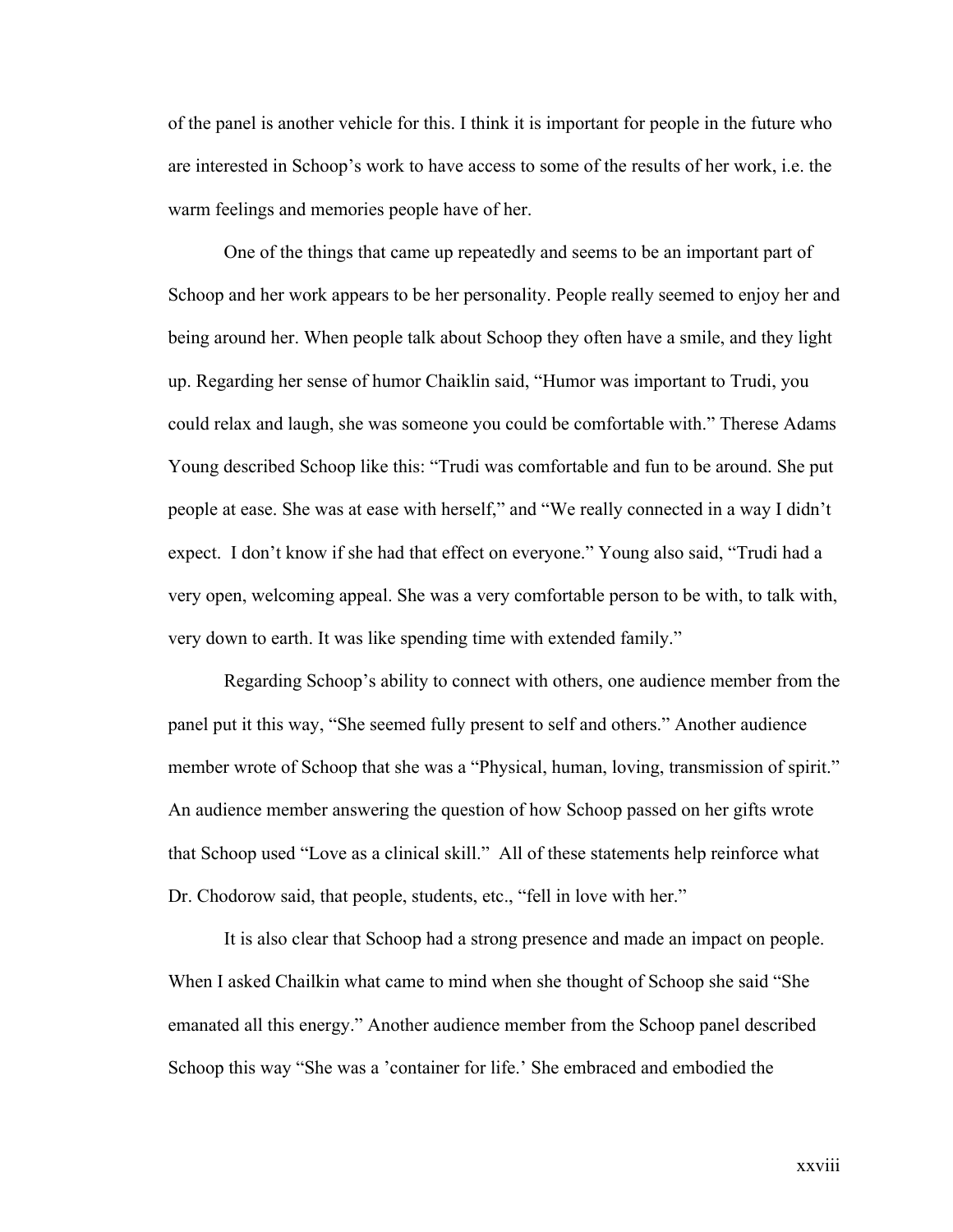of the panel is another vehicle for this. I think it is important for people in the future who are interested in Schoop's work to have access to some of the results of her work, i.e. the warm feelings and memories people have of her.

One of the things that came up repeatedly and seems to be an important part of Schoop and her work appears to be her personality. People really seemed to enjoy her and being around her. When people talk about Schoop they often have a smile, and they light up. Regarding her sense of humor Chaiklin said, "Humor was important to Trudi, you could relax and laugh, she was someone you could be comfortable with." Therese Adams Young described Schoop like this: "Trudi was comfortable and fun to be around. She put people at ease. She was at ease with herself," and "We really connected in a way I didn't expect. I don't know if she had that effect on everyone." Young also said, "Trudi had a very open, welcoming appeal. She was a very comfortable person to be with, to talk with, very down to earth. It was like spending time with extended family."

Regarding Schoop's ability to connect with others, one audience member from the panel put it this way, "She seemed fully present to self and others." Another audience member wrote of Schoop that she was a "Physical, human, loving, transmission of spirit." An audience member answering the question of how Schoop passed on her gifts wrote that Schoop used "Love as a clinical skill." All of these statements help reinforce what Dr. Chodorow said, that people, students, etc., "fell in love with her."

It is also clear that Schoop had a strong presence and made an impact on people. When I asked Chailkin what came to mind when she thought of Schoop she said "She emanated all this energy." Another audience member from the Schoop panel described Schoop this way "She was a 'container for life.' She embraced and embodied the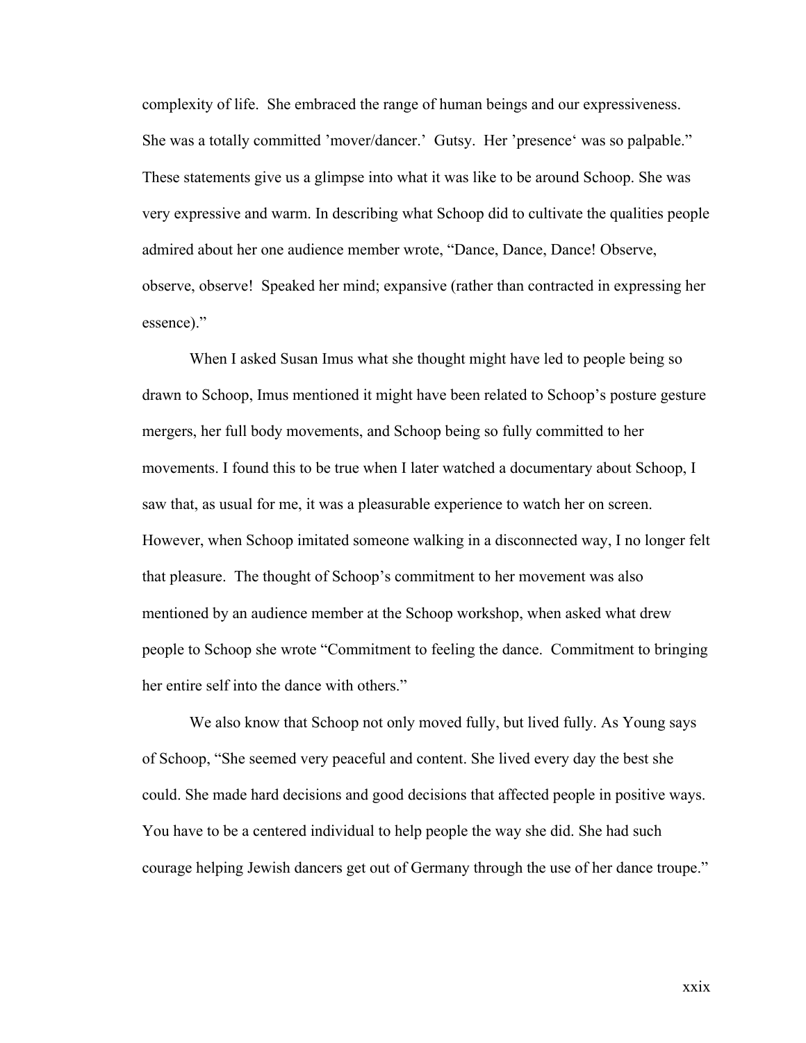complexity of life. She embraced the range of human beings and our expressiveness. She was a totally committed 'mover/dancer.' Gutsy. Her 'presence' was so palpable." These statements give us a glimpse into what it was like to be around Schoop. She was very expressive and warm. In describing what Schoop did to cultivate the qualities people admired about her one audience member wrote, "Dance, Dance, Dance! Observe, observe, observe! Speaked her mind; expansive (rather than contracted in expressing her essence)."

When I asked Susan Imus what she thought might have led to people being so drawn to Schoop, Imus mentioned it might have been related to Schoop's posture gesture mergers, her full body movements, and Schoop being so fully committed to her movements. I found this to be true when I later watched a documentary about Schoop, I saw that, as usual for me, it was a pleasurable experience to watch her on screen. However, when Schoop imitated someone walking in a disconnected way, I no longer felt that pleasure. The thought of Schoop's commitment to her movement was also mentioned by an audience member at the Schoop workshop, when asked what drew people to Schoop she wrote "Commitment to feeling the dance. Commitment to bringing her entire self into the dance with others."

We also know that Schoop not only moved fully, but lived fully. As Young says of Schoop, "She seemed very peaceful and content. She lived every day the best she could. She made hard decisions and good decisions that affected people in positive ways. You have to be a centered individual to help people the way she did. She had such courage helping Jewish dancers get out of Germany through the use of her dance troupe."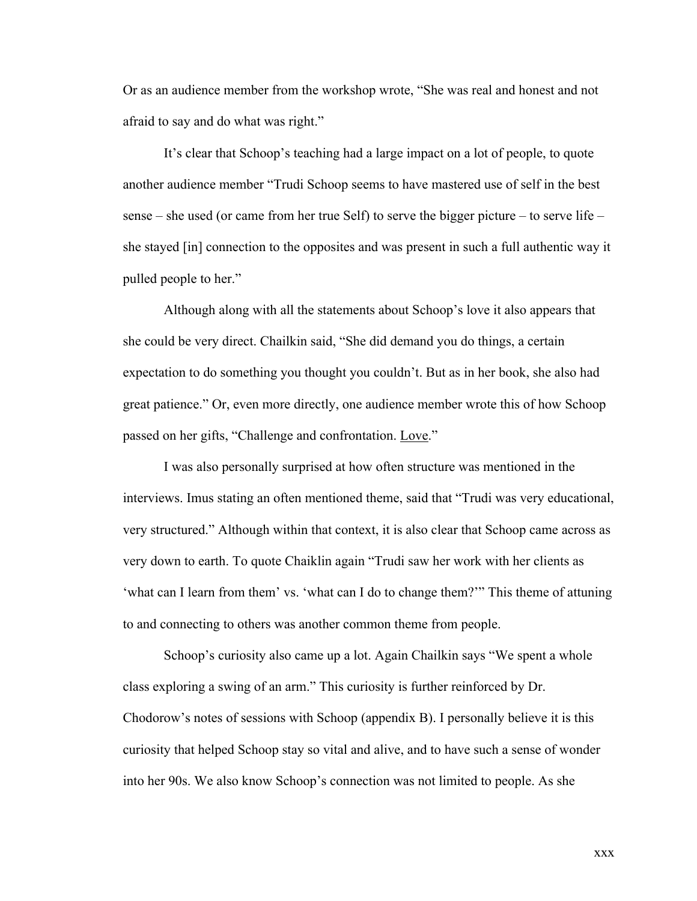Or as an audience member from the workshop wrote, “She was real and honest and not afraid to say and do what was right.”

It’s clear that Schoop’s teaching had a large impact on a lot of people, to quote another audience member “Trudi Schoop seems to have mastered use of self in the best sense – she used (or came from her true Self) to serve the bigger picture – to serve life – she stayed [in] connection to the opposites and was present in such a full authentic way it pulled people to her.”

Although along with all the statements about Schoop’s love it also appears that she could be very direct. Chailkin said, “She did demand you do things, a certain expectation to do something you thought you couldn’t. But as in her book, she also had great patience.” Or, even more directly, one audience member wrote this of how Schoop passed on her gifts, “Challenge and confrontation. <u>Love</u>.”

I was also personally surprised at how often structure was mentioned in the interviews. Imus stating an often mentioned theme, said that “Trudi was very educational, very structured.” Although within that context, it is also clear that Schoop came across as very down to earth. To quote Chaiklin again “Trudi saw her work with her clients as ‘what can I learn from them’ vs. ‘what can I do to change them?’” This theme of attuning to and connecting to others was another common theme from people.

Schoop’s curiosity also came up a lot. Again Chailkin says “We spent a whole class exploring a swing of an arm.” This curiosity is further reinforced by Dr. Chodorow’s notes of sessions with Schoop (appendix B). I personally believe it is this curiosity that helped Schoop stay so vital and alive, and to have such a sense of wonder into her 90s. We also know Schoop’s connection was not limited to people. As she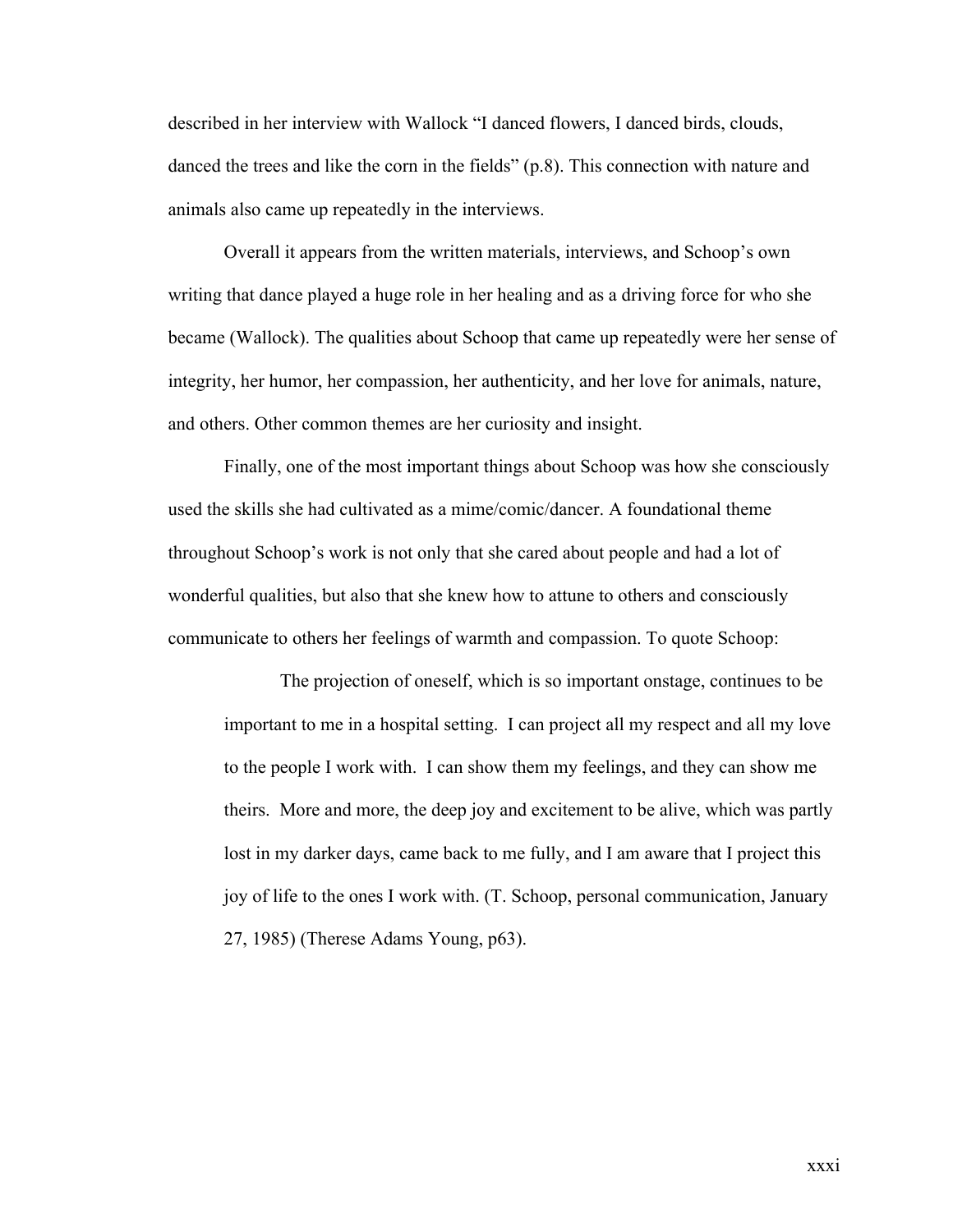described in her interview with Wallock "I danced flowers, I danced birds, clouds, danced the trees and like the corn in the fields" (p.8). This connection with nature and animals also came up repeatedly in the interviews.

Overall it appears from the written materials, interviews, and Schoop's own writing that dance played a huge role in her healing and as a driving force for who she became (Wallock). The qualities about Schoop that came up repeatedly were her sense of integrity, her humor, her compassion, her authenticity, and her love for animals, nature, and others. Other common themes are her curiosity and insight.

Finally, one of the most important things about Schoop was how she consciously used the skills she had cultivated as a mime/comic/dancer. A foundational theme throughout Schoop's work is not only that she cared about people and had a lot of wonderful qualities, but also that she knew how to attune to others and consciously communicate to others her feelings of warmth and compassion. To quote Schoop:

> The projection of oneself, which is so important onstage, continues to be important to me in a hospital setting. I can project all my respect and all my love to the people I work with. I can show them my feelings, and they can show me theirs. More and more, the deep joy and excitement to be alive, which was partly lost in my darker days, came back to me fully, and I am aware that I project this joy of life to the ones I work with. (T. Schoop, personal communication, January 27, 1985) (Therese Adams Young, p63).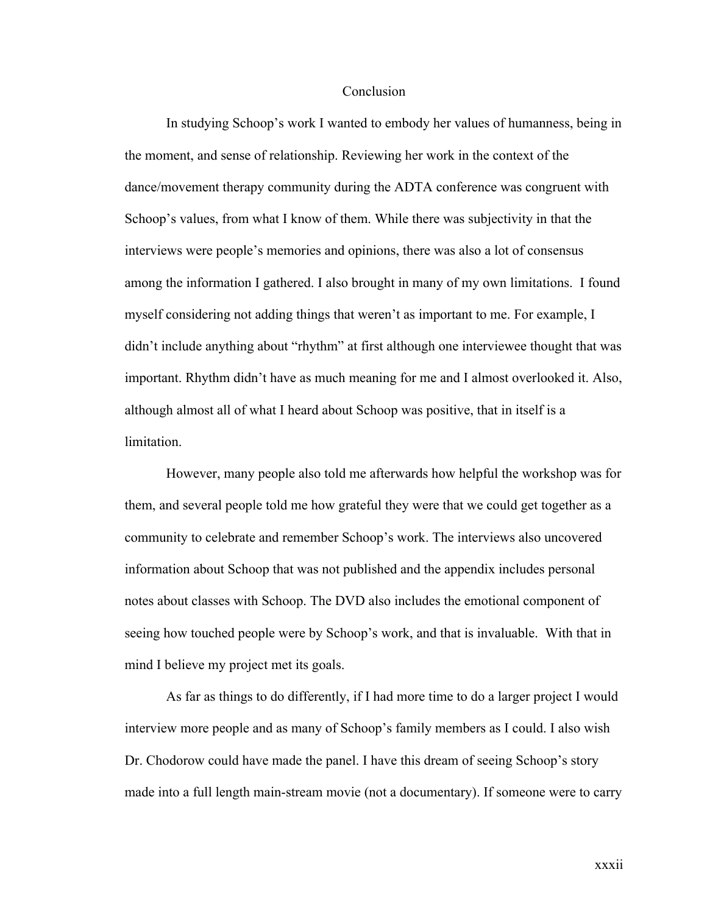# Conclusion

In studying Schoop's work I wanted to embody her values of humanness, being in the moment, and sense of relationship. Reviewing her work in the context of the dance/movement therapy community during the ADTA conference was congruent with Schoop's values, from what I know of them. While there was subjectivity in that the interviews were people's memories and opinions, there was also a lot of consensus among the information I gathered. I also brought in many of my own limitations. I found myself considering not adding things that weren't as important to me. For example, I didn't include anything about "rhythm" at first although one interviewee thought that was important. Rhythm didn't have as much meaning for me and I almost overlooked it. Also, although almost all of what I heard about Schoop was positive, that in itself is a limitation.

However, many people also told me afterwards how helpful the workshop was for them, and several people told me how grateful they were that we could get together as a community to celebrate and remember Schoop's work. The interviews also uncovered information about Schoop that was not published and the appendix includes personal notes about classes with Schoop. The DVD also includes the emotional component of seeing how touched people were by Schoop's work, and that is invaluable. With that in mind I believe my project met its goals.

As far as things to do differently, if I had more time to do a larger project I would interview more people and as many of Schoop's family members as I could. I also wish Dr. Chodorow could have made the panel. I have this dream of seeing Schoop's story made into a full length main-stream movie (not a documentary). If someone were to carry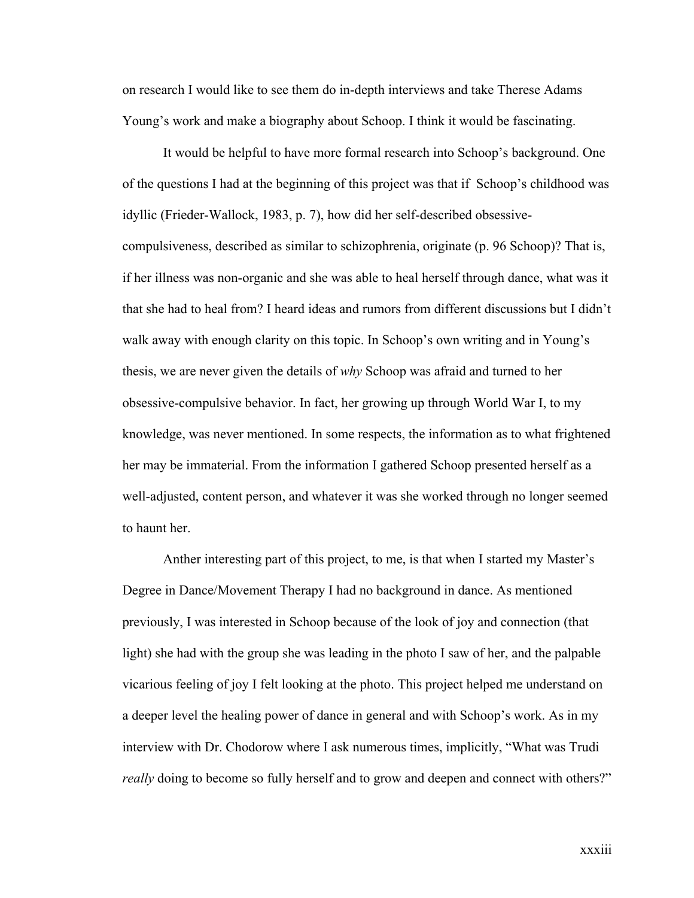on research I would like to see them do in-depth interviews and take Therese Adams Young's work and make a biography about Schoop. I think it would be fascinating.

It would be helpful to have more formal research into Schoop's background. One of the questions I had at the beginning of this project was that if Schoop's childhood was idyllic (Frieder-Wallock, 1983, p. 7), how did her self-described obsessive-compulsiveness, described as similar to schizophrenia, originate (p. 96 Schoop)? That is, if her illness was non-organic and she was able to heal herself through dance, what was it that she had to heal from? I heard ideas and rumors from different discussions but I didn't walk away with enough clarity on this topic. In Schoop's own writing and in Young's thesis, we are never given the details of *why* Schoop was afraid and turned to her obsessive-compulsive behavior. In fact, her growing up through World War I, to my knowledge, was never mentioned. In some respects, the information as to what frightened her may be immaterial. From the information I gathered Schoop presented herself as a well-adjusted, content person, and whatever it was she worked through no longer seemed to haunt her.

Anther interesting part of this project, to me, is that when I started my Master's Degree in Dance/Movement Therapy I had no background in dance. As mentioned previously, I was interested in Schoop because of the look of joy and connection (that light) she had with the group she was leading in the photo I saw of her, and the palpable vicarious feeling of joy I felt looking at the photo. This project helped me understand on a deeper level the healing power of dance in general and with Schoop's work. As in my interview with Dr. Chodorow where I ask numerous times, implicitly, "What was Trudi *really* doing to become so fully herself and to grow and deepen and connect with others?"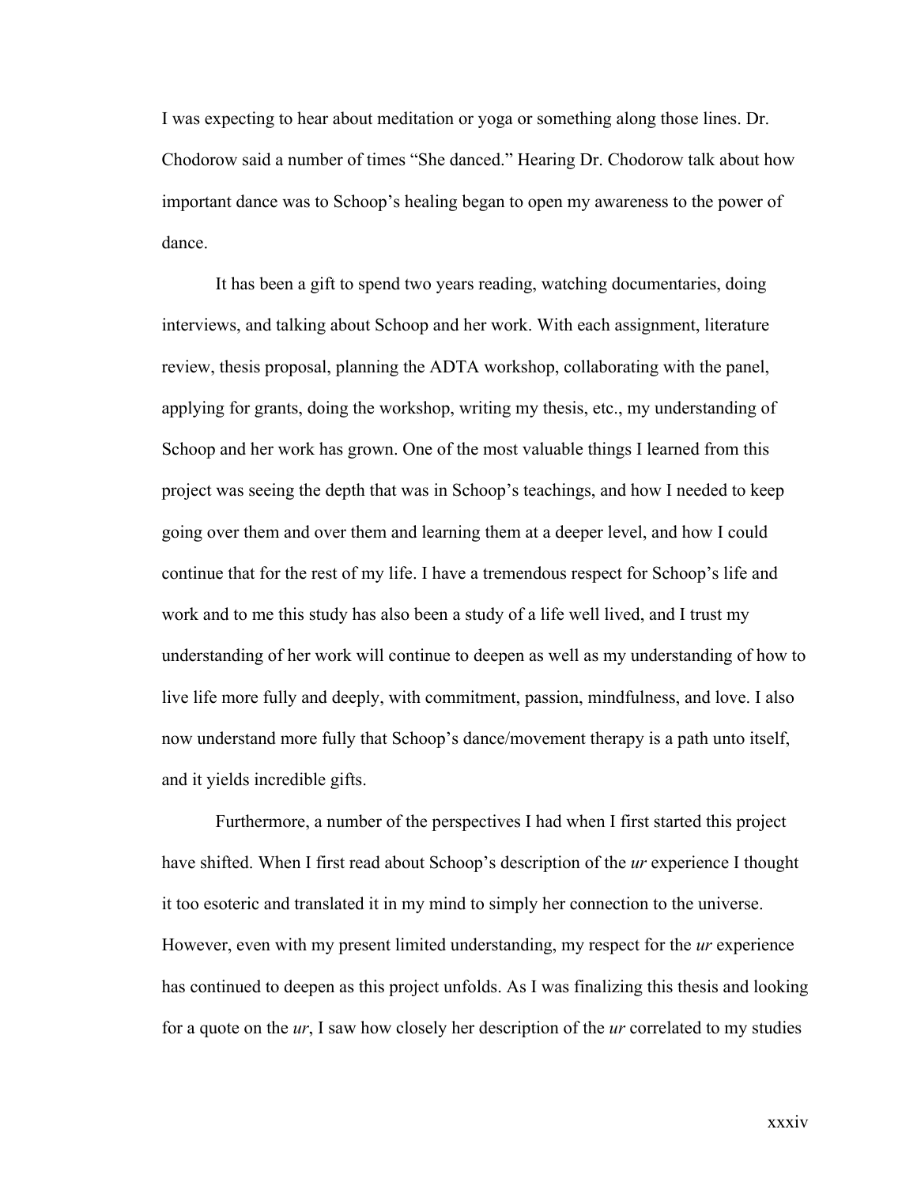I was expecting to hear about meditation or yoga or something along those lines. Dr. Chodorow said a number of times "She danced." Hearing Dr. Chodorow talk about how important dance was to Schoop's healing began to open my awareness to the power of dance.

It has been a gift to spend two years reading, watching documentaries, doing interviews, and talking about Schoop and her work. With each assignment, literature review, thesis proposal, planning the ADTA workshop, collaborating with the panel, applying for grants, doing the workshop, writing my thesis, etc., my understanding of Schoop and her work has grown. One of the most valuable things I learned from this project was seeing the depth that was in Schoop's teachings, and how I needed to keep going over them and over them and learning them at a deeper level, and how I could continue that for the rest of my life. I have a tremendous respect for Schoop's life and work and to me this study has also been a study of a life well lived, and I trust my understanding of her work will continue to deepen as well as my understanding of how to live life more fully and deeply, with commitment, passion, mindfulness, and love. I also now understand more fully that Schoop's dance/movement therapy is a path unto itself, and it yields incredible gifts.

Furthermore, a number of the perspectives I had when I first started this project have shifted. When I first read about Schoop's description of the *ur* experience I thought it too esoteric and translated it in my mind to simply her connection to the universe. However, even with my present limited understanding, my respect for the *ur* experience has continued to deepen as this project unfolds. As I was finalizing this thesis and looking for a quote on the *ur*, I saw how closely her description of the *ur* correlated to my studies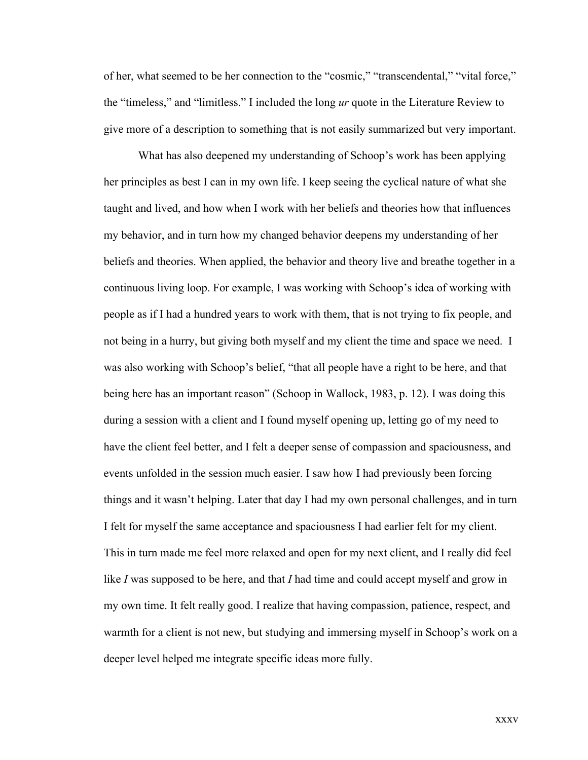of her, what seemed to be her connection to the "cosmic," "transcendental," "vital force," the "timeless," and "limitless." I included the long *ur* quote in the Literature Review to give more of a description to something that is not easily summarized but very important.

What has also deepened my understanding of Schoop's work has been applying her principles as best I can in my own life. I keep seeing the cyclical nature of what she taught and lived, and how when I work with her beliefs and theories how that influences my behavior, and in turn how my changed behavior deepens my understanding of her beliefs and theories. When applied, the behavior and theory live and breathe together in a continuous living loop. For example, I was working with Schoop's idea of working with people as if I had a hundred years to work with them, that is not trying to fix people, and not being in a hurry, but giving both myself and my client the time and space we need. I was also working with Schoop's belief, "that all people have a right to be here, and that being here has an important reason" (Schoop in Wallock, 1983, p. 12). I was doing this during a session with a client and I found myself opening up, letting go of my need to have the client feel better, and I felt a deeper sense of compassion and spaciousness, and events unfolded in the session much easier. I saw how I had previously been forcing things and it wasn't helping. Later that day I had my own personal challenges, and in turn I felt for myself the same acceptance and spaciousness I had earlier felt for my client. This in turn made me feel more relaxed and open for my next client, and I really did feel like *I* was supposed to be here, and that *I* had time and could accept myself and grow in my own time. It felt really good. I realize that having compassion, patience, respect, and warmth for a client is not new, but studying and immersing myself in Schoop's work on a deeper level helped me integrate specific ideas more fully.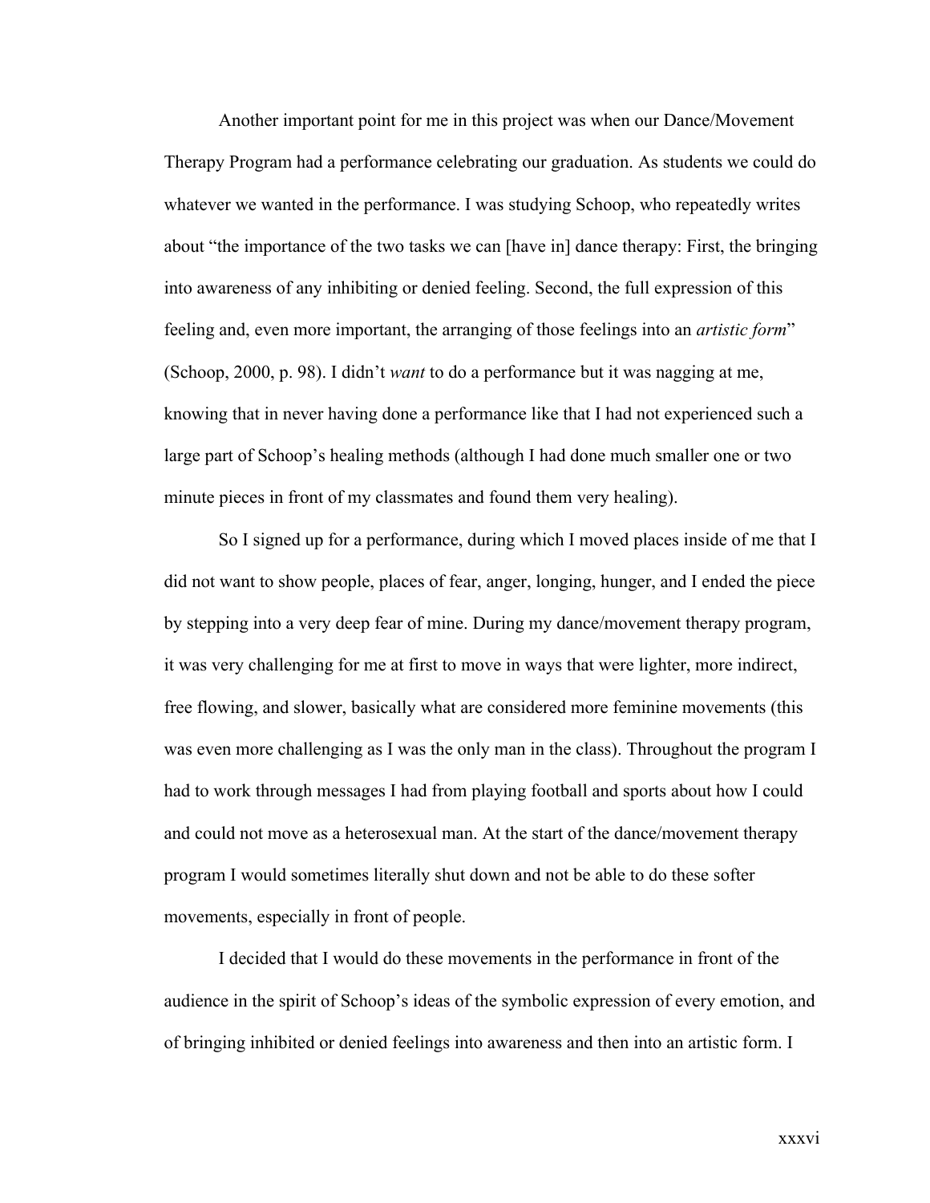Another important point for me in this project was when our Dance/Movement Therapy Program had a performance celebrating our graduation. As students we could do whatever we wanted in the performance. I was studying Schoop, who repeatedly writes about "the importance of the two tasks we can [have in] dance therapy: First, the bringing into awareness of any inhibiting or denied feeling. Second, the full expression of this feeling and, even more important, the arranging of those feelings into an *artistic form*" (Schoop, 2000, p. 98). I didn't *want* to do a performance but it was nagging at me, knowing that in never having done a performance like that I had not experienced such a large part of Schoop's healing methods (although I had done much smaller one or two minute pieces in front of my classmates and found them very healing).

So I signed up for a performance, during which I moved places inside of me that I did not want to show people, places of fear, anger, longing, hunger, and I ended the piece by stepping into a very deep fear of mine. During my dance/movement therapy program, it was very challenging for me at first to move in ways that were lighter, more indirect, free flowing, and slower, basically what are considered more feminine movements (this was even more challenging as I was the only man in the class). Throughout the program I had to work through messages I had from playing football and sports about how I could and could not move as a heterosexual man. At the start of the dance/movement therapy program I would sometimes literally shut down and not be able to do these softer movements, especially in front of people.

I decided that I would do these movements in the performance in front of the audience in the spirit of Schoop's ideas of the symbolic expression of every emotion, and of bringing inhibited or denied feelings into awareness and then into an artistic form. I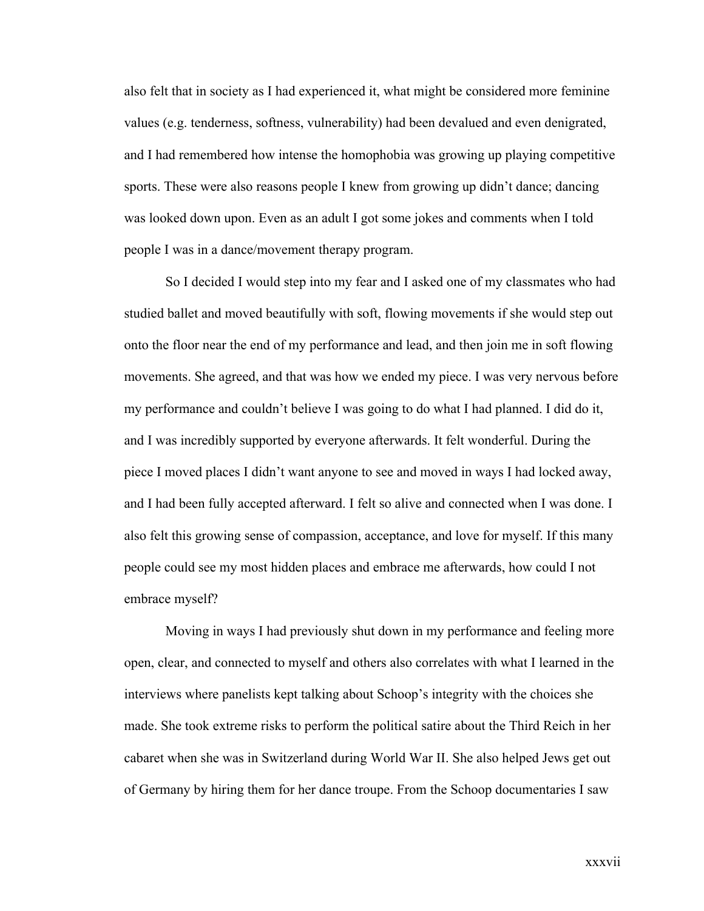also felt that in society as I had experienced it, what might be considered more feminine values (e.g. tenderness, softness, vulnerability) had been devalued and even denigrated, and I had remembered how intense the homophobia was growing up playing competitive sports. These were also reasons people I knew from growing up didn't dance; dancing was looked down upon. Even as an adult I got some jokes and comments when I told people I was in a dance/movement therapy program.

So I decided I would step into my fear and I asked one of my classmates who had studied ballet and moved beautifully with soft, flowing movements if she would step out onto the floor near the end of my performance and lead, and then join me in soft flowing movements. She agreed, and that was how we ended my piece. I was very nervous before my performance and couldn't believe I was going to do what I had planned. I did do it, and I was incredibly supported by everyone afterwards. It felt wonderful. During the piece I moved places I didn't want anyone to see and moved in ways I had locked away, and I had been fully accepted afterward. I felt so alive and connected when I was done. I also felt this growing sense of compassion, acceptance, and love for myself. If this many people could see my most hidden places and embrace me afterwards, how could I not embrace myself?

Moving in ways I had previously shut down in my performance and feeling more open, clear, and connected to myself and others also correlates with what I learned in the interviews where panelists kept talking about Schoop's integrity with the choices she made. She took extreme risks to perform the political satire about the Third Reich in her cabaret when she was in Switzerland during World War II. She also helped Jews get out of Germany by hiring them for her dance troupe. From the Schoop documentaries I saw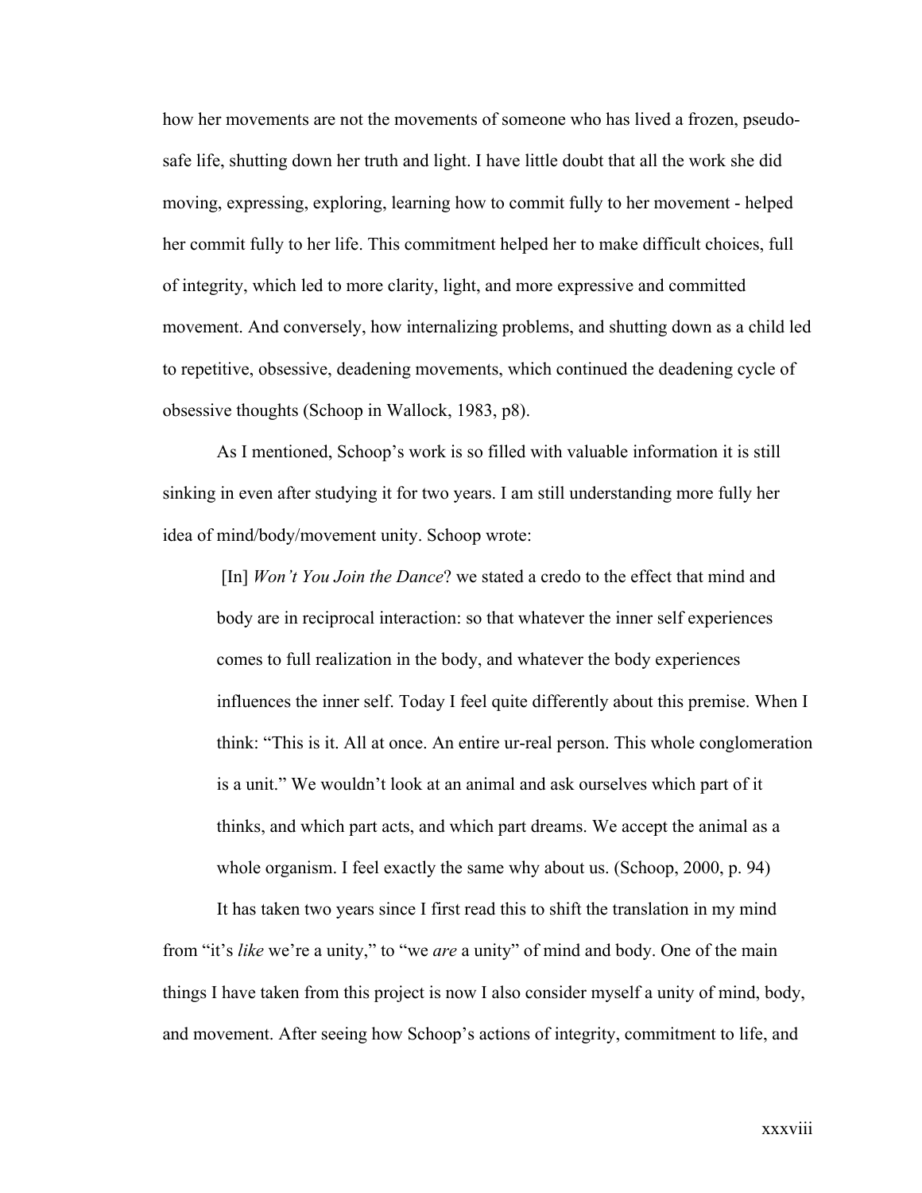how her movements are not the movements of someone who has lived a frozen, pseudo-safe life, shutting down her truth and light. I have little doubt that all the work she did moving, expressing, exploring, learning how to commit fully to her movement - helped her commit fully to her life. This commitment helped her to make difficult choices, full of integrity, which led to more clarity, light, and more expressive and committed movement. And conversely, how internalizing problems, and shutting down as a child led to repetitive, obsessive, deadening movements, which continued the deadening cycle of obsessive thoughts (Schoop in Wallock, 1983, p8).

As I mentioned, Schoop's work is so filled with valuable information it is still sinking in even after studying it for two years. I am still understanding more fully her idea of mind/body/movement unity. Schoop wrote:

> [In] *Won't You Join the Dance*? we stated a credo to the effect that mind and body are in reciprocal interaction: so that whatever the inner self experiences comes to full realization in the body, and whatever the body experiences influences the inner self. Today I feel quite differently about this premise. When I think: "This is it. All at once. An entire ur-real person. This whole conglomeration is a unit." We wouldn't look at an animal and ask ourselves which part of it thinks, and which part acts, and which part dreams. We accept the animal as a whole organism. I feel exactly the same why about us. (Schoop, 2000, p. 94)

It has taken two years since I first read this to shift the translation in my mind from "it's *like* we're a unity," to "we *are* a unity" of mind and body. One of the main things I have taken from this project is now I also consider myself a unity of mind, body, and movement. After seeing how Schoop's actions of integrity, commitment to life, and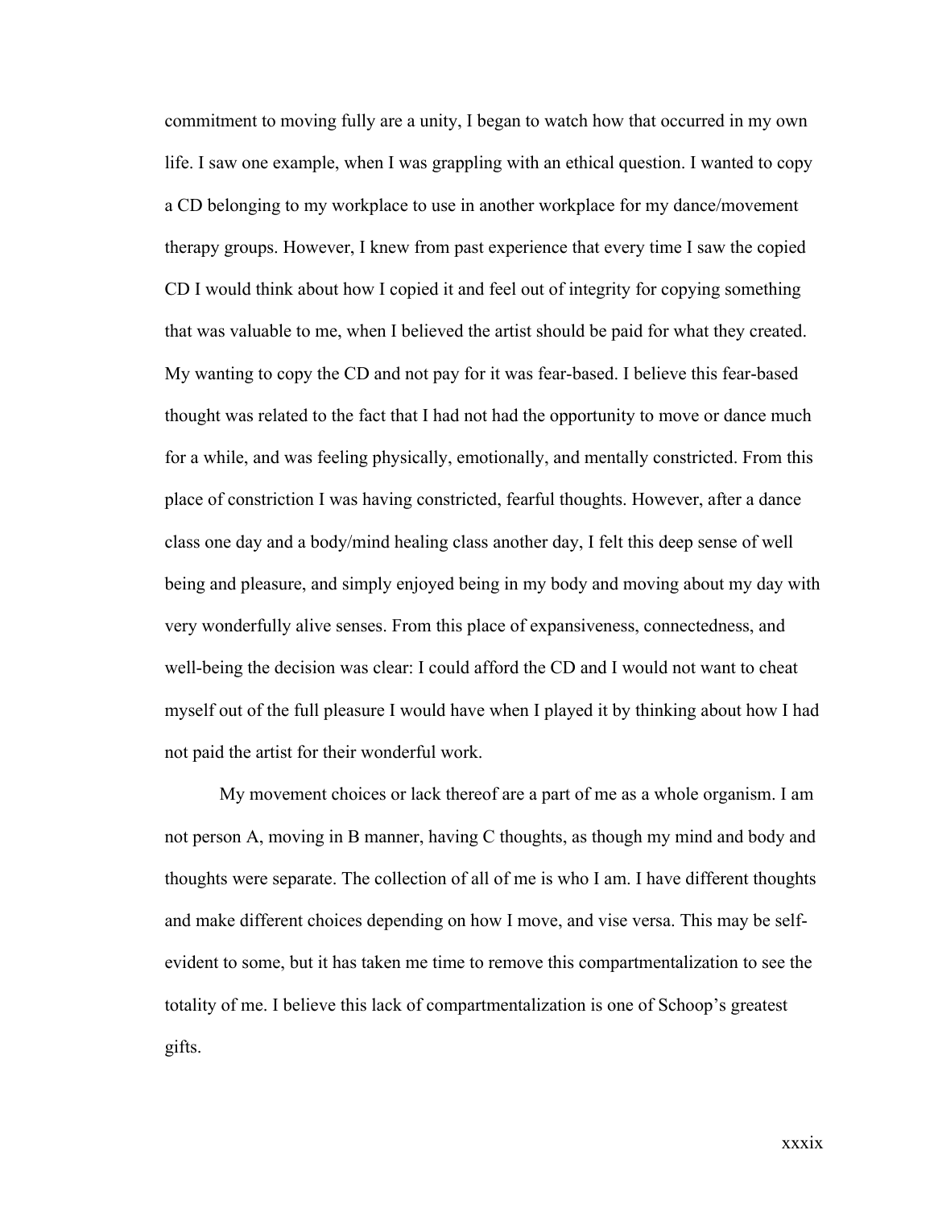commitment to moving fully are a unity, I began to watch how that occurred in my own life. I saw one example, when I was grappling with an ethical question. I wanted to copy a CD belonging to my workplace to use in another workplace for my dance/movement therapy groups. However, I knew from past experience that every time I saw the copied CD I would think about how I copied it and feel out of integrity for copying something that was valuable to me, when I believed the artist should be paid for what they created. My wanting to copy the CD and not pay for it was fear-based. I believe this fear-based thought was related to the fact that I had not had the opportunity to move or dance much for a while, and was feeling physically, emotionally, and mentally constricted. From this place of constriction I was having constricted, fearful thoughts. However, after a dance class one day and a body/mind healing class another day, I felt this deep sense of well being and pleasure, and simply enjoyed being in my body and moving about my day with very wonderfully alive senses. From this place of expansiveness, connectedness, and well-being the decision was clear: I could afford the CD and I would not want to cheat myself out of the full pleasure I would have when I played it by thinking about how I had not paid the artist for their wonderful work.

My movement choices or lack thereof are a part of me as a whole organism. I am not person A, moving in B manner, having C thoughts, as though my mind and body and thoughts were separate. The collection of all of me is who I am. I have different thoughts and make different choices depending on how I move, and vise versa. This may be self-evident to some, but it has taken me time to remove this compartmentalization to see the totality of me. I believe this lack of compartmentalization is one of Schoop's greatest gifts.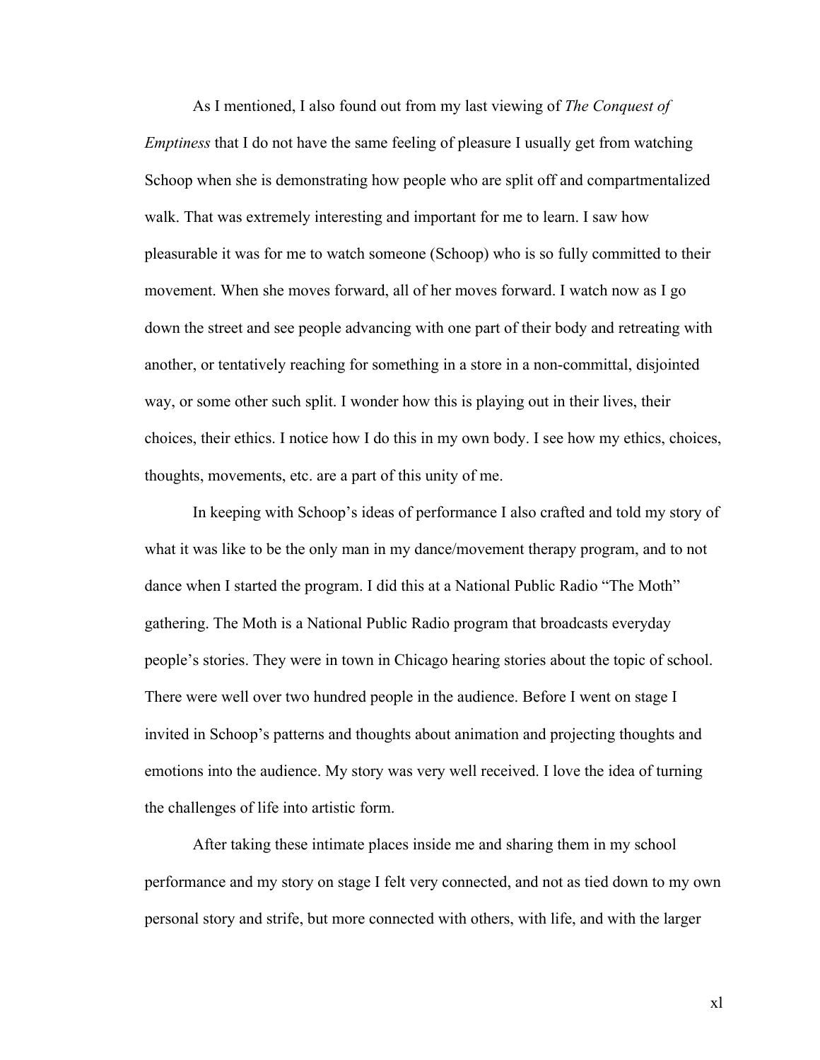As I mentioned, I also found out from my last viewing of *The Conquest of Emptiness* that I do not have the same feeling of pleasure I usually get from watching Schoop when she is demonstrating how people who are split off and compartmentalized walk. That was extremely interesting and important for me to learn. I saw how pleasurable it was for me to watch someone (Schoop) who is so fully committed to their movement. When she moves forward, all of her moves forward. I watch now as I go down the street and see people advancing with one part of their body and retreating with another, or tentatively reaching for something in a store in a non-committal, disjointed way, or some other such split. I wonder how this is playing out in their lives, their choices, their ethics. I notice how I do this in my own body. I see how my ethics, choices, thoughts, movements, etc. are a part of this unity of me.

In keeping with Schoop's ideas of performance I also crafted and told my story of what it was like to be the only man in my dance/movement therapy program, and to not dance when I started the program. I did this at a National Public Radio "The Moth" gathering. The Moth is a National Public Radio program that broadcasts everyday people's stories. They were in town in Chicago hearing stories about the topic of school. There were well over two hundred people in the audience. Before I went on stage I invited in Schoop's patterns and thoughts about animation and projecting thoughts and emotions into the audience. My story was very well received. I love the idea of turning the challenges of life into artistic form.

After taking these intimate places inside me and sharing them in my school performance and my story on stage I felt very connected, and not as tied down to my own personal story and strife, but more connected with others, with life, and with the larger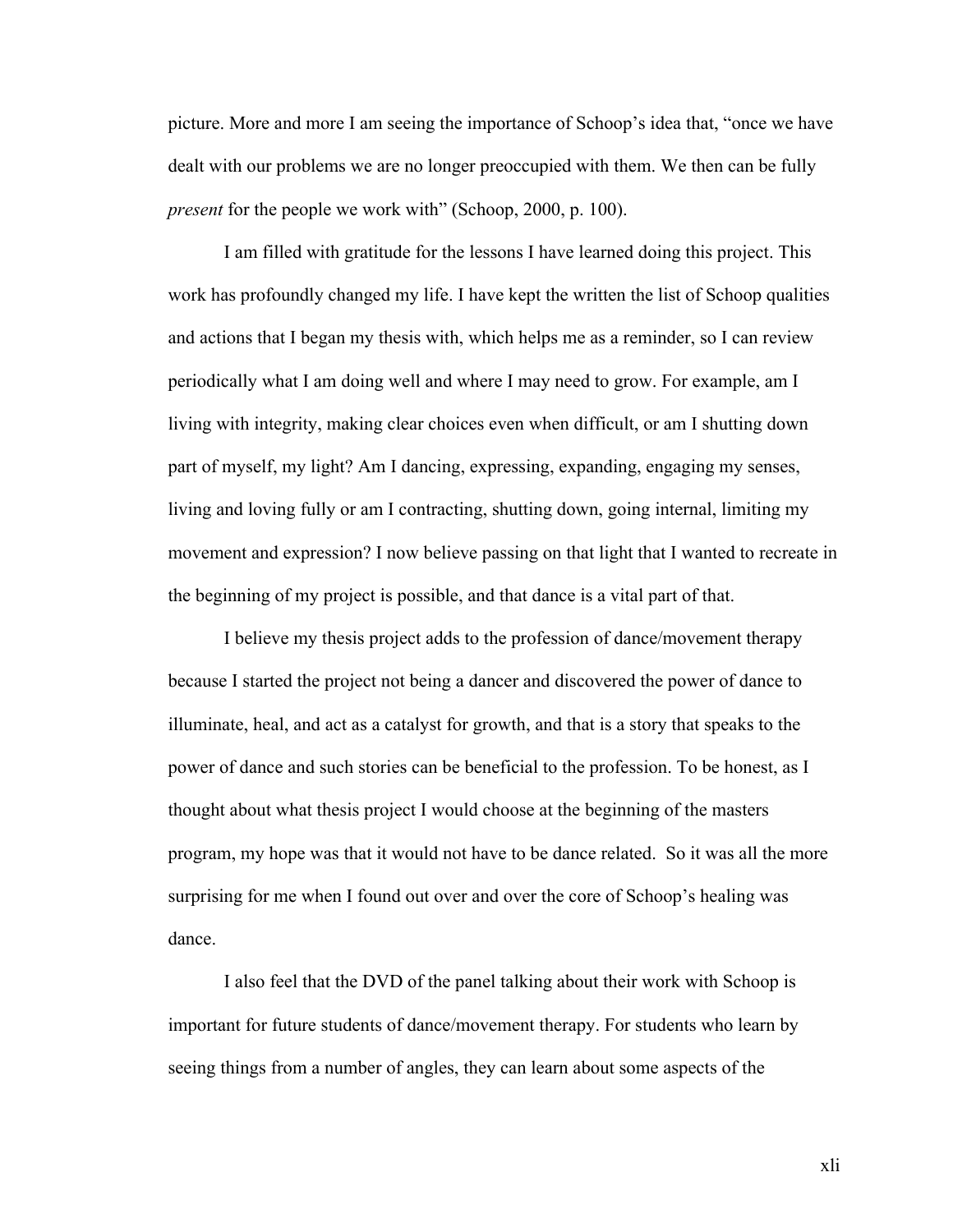picture. More and more I am seeing the importance of Schoop's idea that, "once we have dealt with our problems we are no longer preoccupied with them. We then can be fully *present* for the people we work with" (Schoop, 2000, p. 100).

I am filled with gratitude for the lessons I have learned doing this project. This work has profoundly changed my life. I have kept the written the list of Schoop qualities and actions that I began my thesis with, which helps me as a reminder, so I can review periodically what I am doing well and where I may need to grow. For example, am I living with integrity, making clear choices even when difficult, or am I shutting down part of myself, my light? Am I dancing, expressing, expanding, engaging my senses, living and loving fully or am I contracting, shutting down, going internal, limiting my movement and expression? I now believe passing on that light that I wanted to recreate in the beginning of my project is possible, and that dance is a vital part of that.

I believe my thesis project adds to the profession of dance/movement therapy because I started the project not being a dancer and discovered the power of dance to illuminate, heal, and act as a catalyst for growth, and that is a story that speaks to the power of dance and such stories can be beneficial to the profession. To be honest, as I thought about what thesis project I would choose at the beginning of the masters program, my hope was that it would not have to be dance related. So it was all the more surprising for me when I found out over and over the core of Schoop's healing was dance.

I also feel that the DVD of the panel talking about their work with Schoop is important for future students of dance/movement therapy. For students who learn by seeing things from a number of angles, they can learn about some aspects of the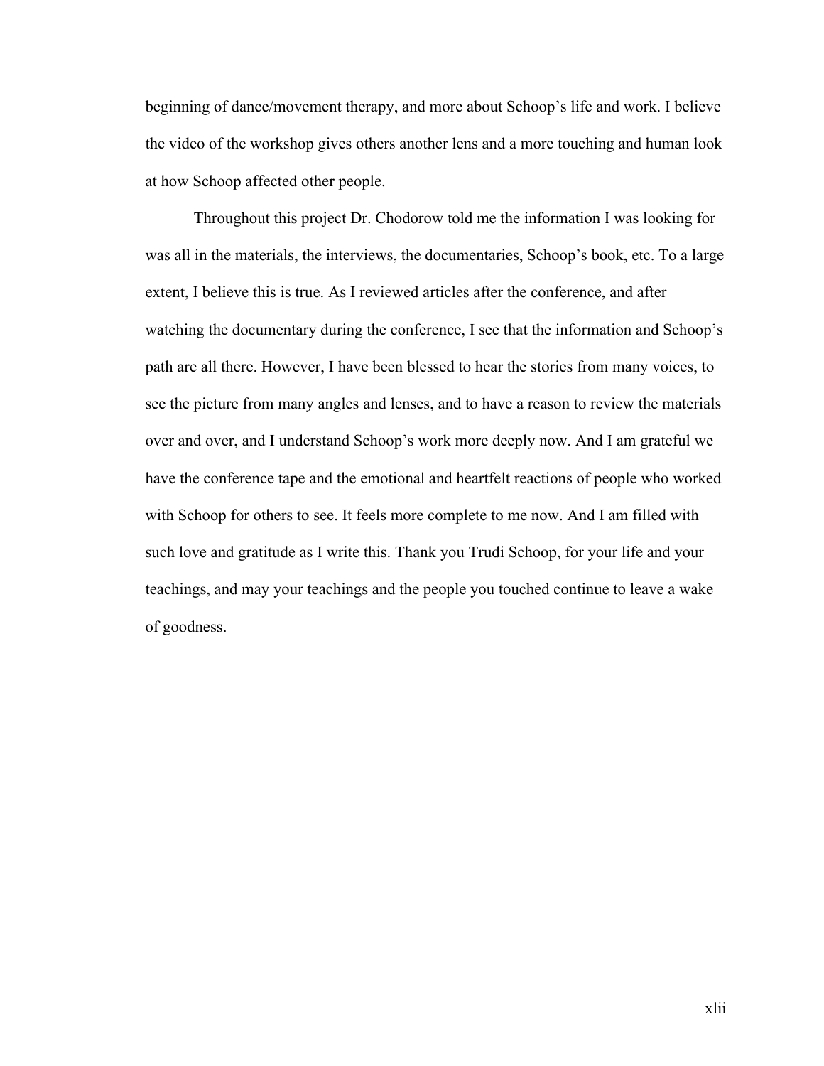beginning of dance/movement therapy, and more about Schoop's life and work. I believe the video of the workshop gives others another lens and a more touching and human look at how Schoop affected other people.

Throughout this project Dr. Chodorow told me the information I was looking for was all in the materials, the interviews, the documentaries, Schoop's book, etc. To a large extent, I believe this is true. As I reviewed articles after the conference, and after watching the documentary during the conference, I see that the information and Schoop's path are all there. However, I have been blessed to hear the stories from many voices, to see the picture from many angles and lenses, and to have a reason to review the materials over and over, and I understand Schoop's work more deeply now. And I am grateful we have the conference tape and the emotional and heartfelt reactions of people who worked with Schoop for others to see. It feels more complete to me now. And I am filled with such love and gratitude as I write this. Thank you Trudi Schoop, for your life and your teachings, and may your teachings and the people you touched continue to leave a wake of goodness.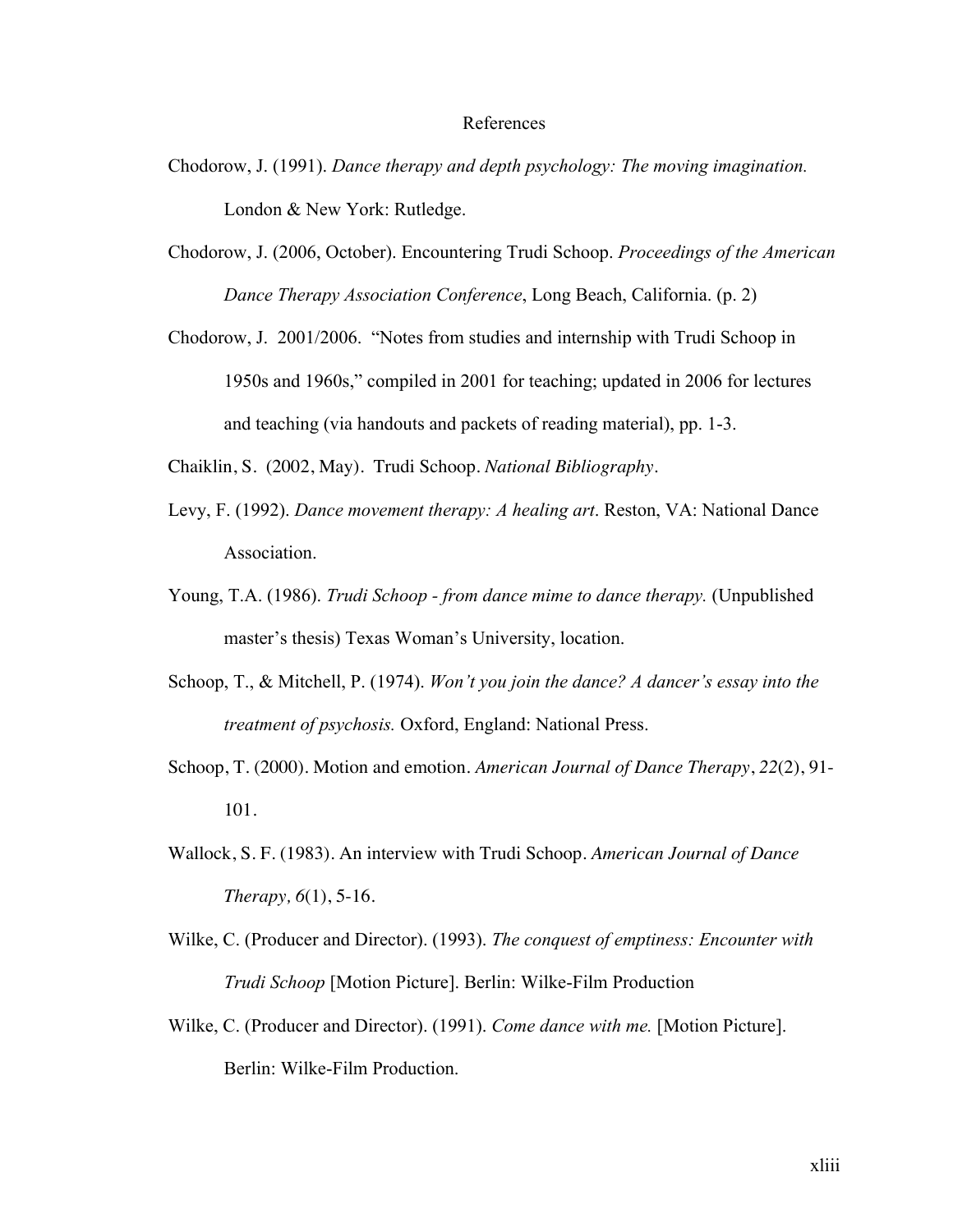# References

Chodorow, J. (1991). *Dance therapy and depth psychology: The moving imagination.* London & New York: Rutledge.

Chodorow, J. (2006, October). Encountering Trudi Schoop. *Proceedings of the American Dance Therapy Association Conference*, Long Beach, California. (p. 2)

Chodorow, J. 2001/2006. "Notes from studies and internship with Trudi Schoop in 1950s and 1960s," compiled in 2001 for teaching; updated in 2006 for lectures and teaching (via handouts and packets of reading material), pp. 1-3.

Chaiklin, S. (2002, May). Trudi Schoop. *National Bibliography*.

Levy, F. (1992). *Dance movement therapy: A healing art*. Reston, VA: National Dance Association.

Young, T.A. (1986). *Trudi Schoop - from dance mime to dance therapy.* (Unpublished master's thesis) Texas Woman's University, location.

Schoop, T., & Mitchell, P. (1974). *Won't you join the dance? A dancer's essay into the treatment of psychosis.* Oxford, England: National Press.

Schoop, T. (2000). Motion and emotion. *American Journal of Dance Therapy*, *22*(2), 91-101.

Wallock, S. F. (1983). An interview with Trudi Schoop. *American Journal of Dance Therapy, 6*(1), 5-16.

Wilke, C. (Producer and Director). (1993). *The conquest of emptiness: Encounter with Trudi Schoop* [Motion Picture]. Berlin: Wilke-Film Production

Wilke, C. (Producer and Director). (1991). *Come dance with me.* [Motion Picture]. Berlin: Wilke-Film Production.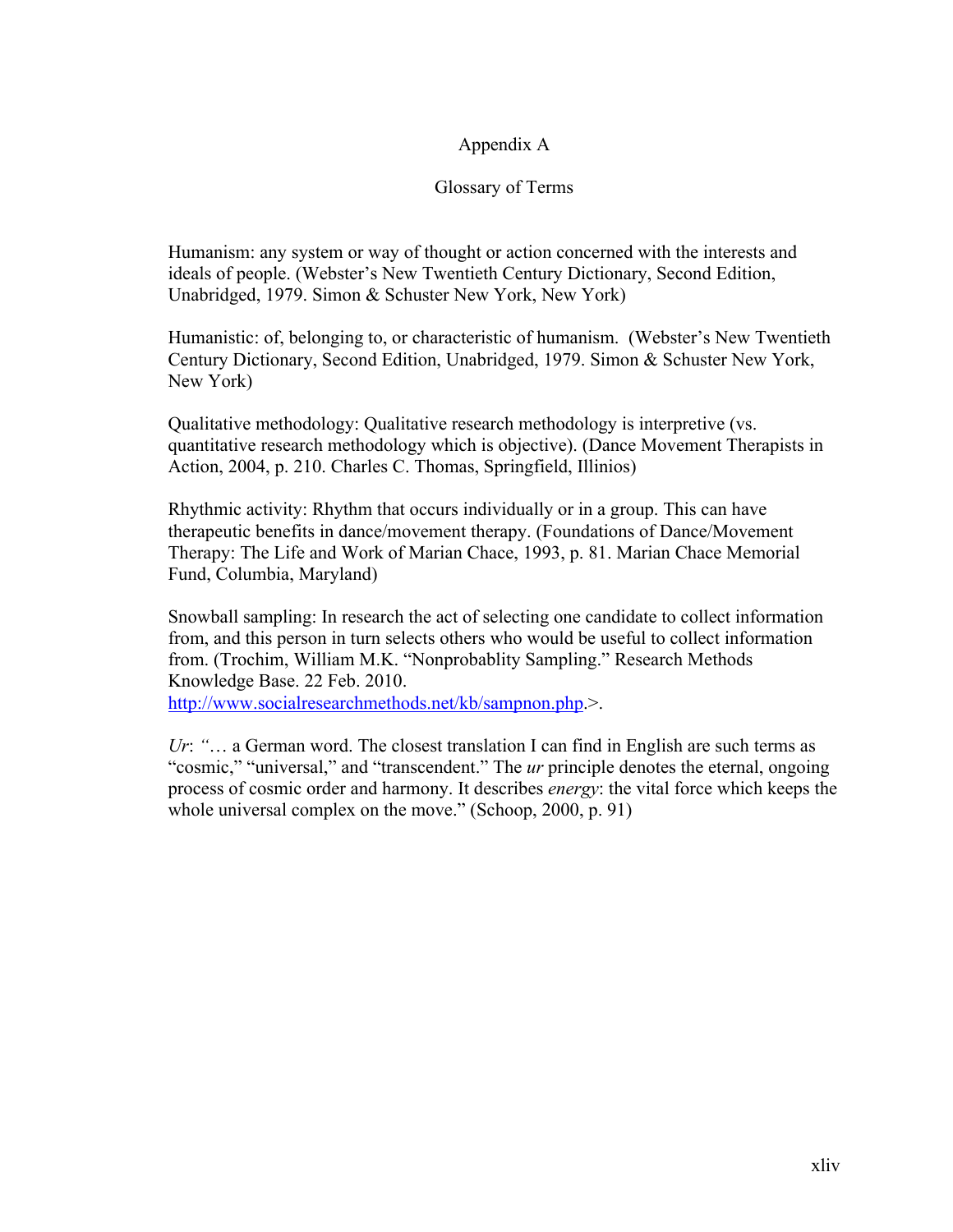# Appendix A

## Glossary of Terms

Humanism: any system or way of thought or action concerned with the interests and ideals of people. (Webster's New Twentieth Century Dictionary, Second Edition, Unabridged, 1979. Simon & Schuster New York, New York)

Humanistic: of, belonging to, or characteristic of humanism. (Webster's New Twentieth Century Dictionary, Second Edition, Unabridged, 1979. Simon & Schuster New York, New York)

Qualitative methodology: Qualitative research methodology is interpretive (vs. quantitative research methodology which is objective). (Dance Movement Therapists in Action, 2004, p. 210. Charles C. Thomas, Springfield, Illinios)

Rhythmic activity: Rhythm that occurs individually or in a group. This can have therapeutic benefits in dance/movement therapy. (Foundations of Dance/Movement Therapy: The Life and Work of Marian Chace, 1993, p. 81. Marian Chace Memorial Fund, Columbia, Maryland)

Snowball sampling: In research the act of selecting one candidate to collect information from, and this person in turn selects others who would be useful to collect information from. (Trochim, William M.K. "Nonprobablity Sampling." Research Methods Knowledge Base. 22 Feb. 2010. http://www.socialresearchmethods.net/kb/sampnon.php.>.

*Ur*: "… a German word. The closest translation I can find in English are such terms as "cosmic," "universal," and "transcendent." The *ur* principle denotes the eternal, ongoing process of cosmic order and harmony. It describes *energy*: the vital force which keeps the whole universal complex on the move." (Schoop, 2000, p. 91)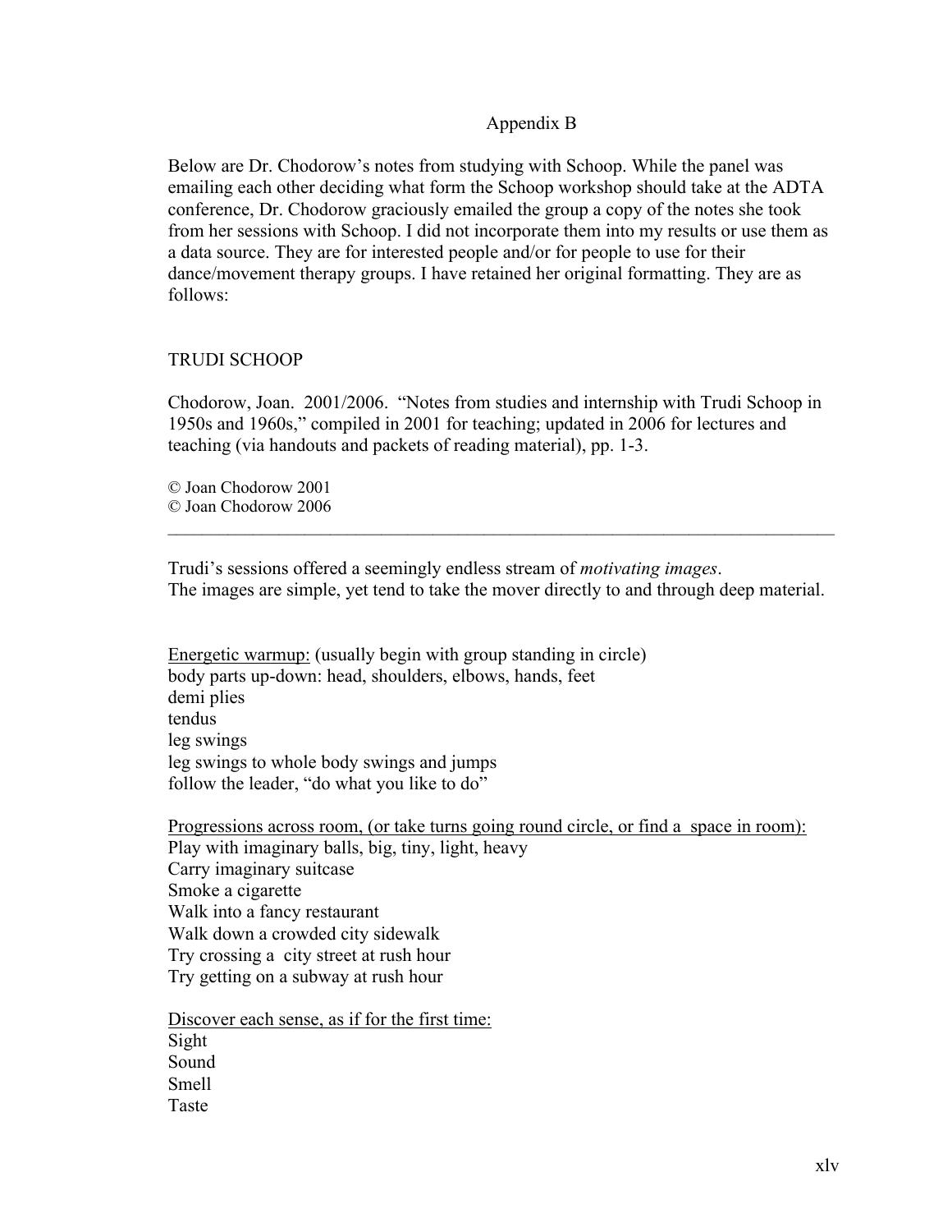# Appendix B

Below are Dr. Chodorow's notes from studying with Schoop. While the panel was emailing each other deciding what form the Schoop workshop should take at the ADTA conference, Dr. Chodorow graciously emailed the group a copy of the notes she took from her sessions with Schoop. I did not incorporate them into my results or use them as a data source. They are for interested people and/or for people to use for their dance/movement therapy groups. I have retained her original formatting. They are as follows:

## TRUDI SCHOOP

Chodorow, Joan. 2001/2006. "Notes from studies and internship with Trudi Schoop in 1950s and 1960s," compiled in 2001 for teaching; updated in 2006 for lectures and teaching (via handouts and packets of reading material), pp. 1-3.

© Joan Chodorow 2001
© Joan Chodorow 2006

---

Trudi's sessions offered a seemingly endless stream of *motivating images*.
The images are simple, yet tend to take the mover directly to and through deep material.

<u>Energetic warmup:</u> (usually begin with group standing in circle)
body parts up-down: head, shoulders, elbows, hands, feet
demi plies
tendus
leg swings
leg swings to whole body swings and jumps
follow the leader, "do what you like to do"

<u>Progressions across room, (or take turns going round circle, or find a space in room):</u>
Play with imaginary balls, big, tiny, light, heavy
Carry imaginary suitcase
Smoke a cigarette
Walk into a fancy restaurant
Walk down a crowded city sidewalk
Try crossing a city street at rush hour
Try getting on a subway at rush hour

<u>Discover each sense, as if for the first time:</u>
Sight
Sound
Smell
Taste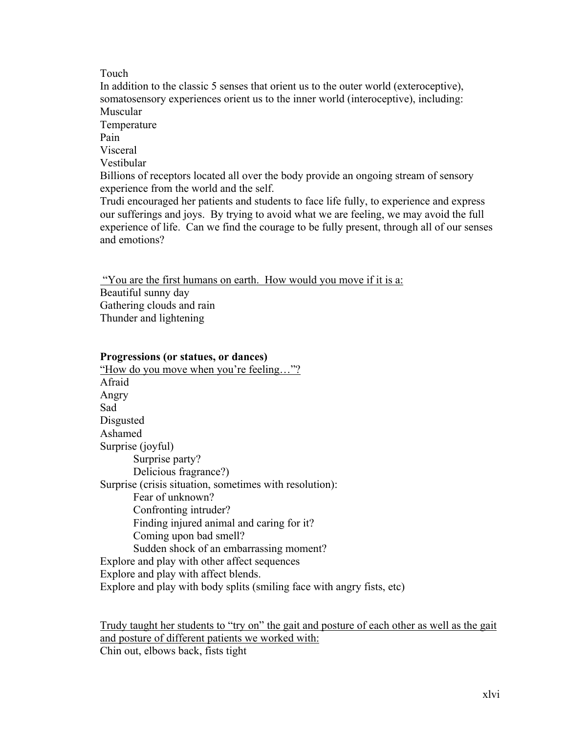Touch

In addition to the classic 5 senses that orient us to the outer world (exteroceptive), somatosensory experiences orient us to the inner world (interoceptive), including:

Muscular

Temperature

Pain

Visceral

Vestibular

Billions of receptors located all over the body provide an ongoing stream of sensory experience from the world and the self.

Trudi encouraged her patients and students to face life fully, to experience and express our sufferings and joys. By trying to avoid what we are feeling, we may avoid the full experience of life. Can we find the courage to be fully present, through all of our senses and emotions?

<u>"You are the first humans on earth. How would you move if it is a:</u>

Beautiful sunny day

Gathering clouds and rain

Thunder and lightening

**Progressions (or statues, or dances)**

<u>"How do you move when you're feeling…"?</u>

Afraid

Angry

Sad

Disgusted

Ashamed

Surprise (joyful)

- Surprise party?
- Delicious fragrance?)

Surprise (crisis situation, sometimes with resolution):

- Fear of unknown?
- Confronting intruder?
- Finding injured animal and caring for it?
- Coming upon bad smell?
- Sudden shock of an embarrassing moment?

Explore and play with other affect sequences

Explore and play with affect blends.

Explore and play with body splits (smiling face with angry fists, etc)

<u>Trudy taught her students to "try on" the gait and posture of each other as well as the gait and posture of different patients we worked with:</u>

Chin out, elbows back, fists tight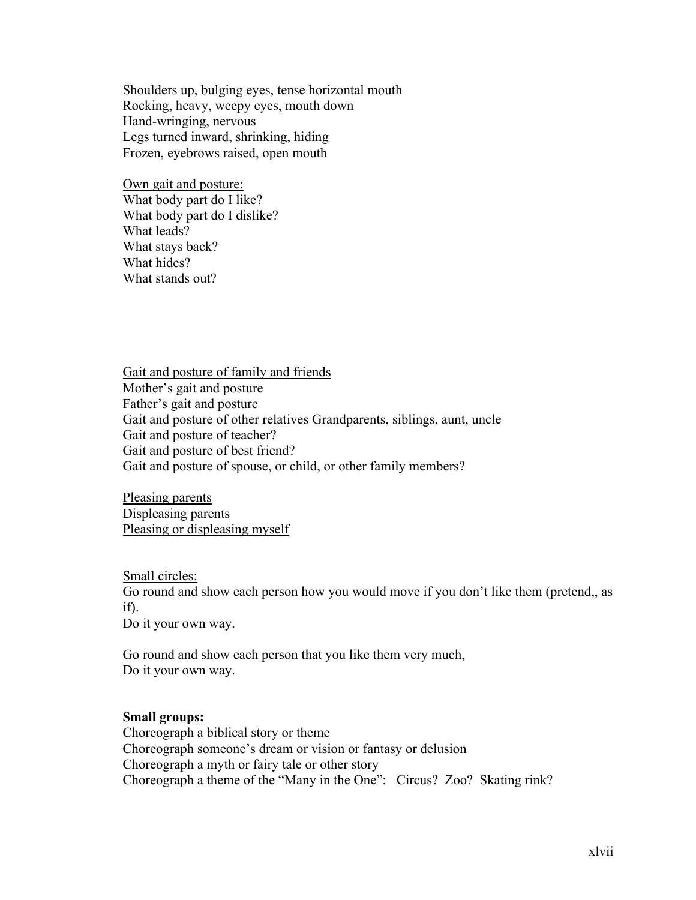Shoulders up, bulging eyes, tense horizontal mouth
Rocking, heavy, weepy eyes, mouth down
Hand-wringing, nervous
Legs turned inward, shrinking, hiding
Frozen, eyebrows raised, open mouth

<u>Own gait and posture:</u>
What body part do I like?
What body part do I dislike?
What leads?
What stays back?
What hides?
What stands out?

<u>Gait and posture of family and friends</u>
Mother's gait and posture
Father's gait and posture
Gait and posture of other relatives Grandparents, siblings, aunt, uncle
Gait and posture of teacher?
Gait and posture of best friend?
Gait and posture of spouse, or child, or other family members?

<u>Pleasing parents</u>
<u>Displeasing parents</u>
<u>Pleasing or displeasing myself</u>

<u>Small circles:</u>
Go round and show each person how you would move if you don't like them (pretend,, as if).
Do it your own way.

Go round and show each person that you like them very much,
Do it your own way.

**Small groups:**
Choreograph a biblical story or theme
Choreograph someone's dream or vision or fantasy or delusion
Choreograph a myth or fairy tale or other story
Choreograph a theme of the "Many in the One": Circus? Zoo? Skating rink?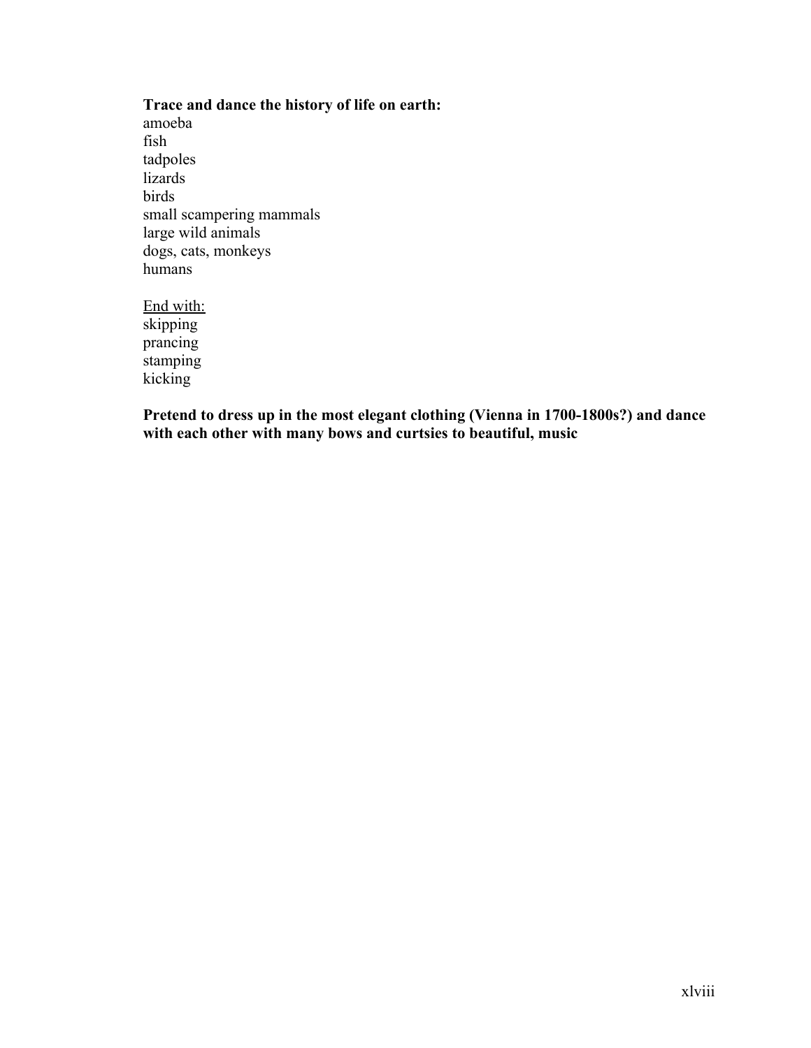**Trace and dance the history of life on earth:**

amoeba
fish
tadpoles
lizards
birds
small scampering mammals
large wild animals
dogs, cats, monkeys
humans

<u>End with:</u>
skipping
prancing
stamping
kicking

**Pretend to dress up in the most elegant clothing (Vienna in 1700-1800s?) and dance with each other with many bows and curtsies to beautiful, music**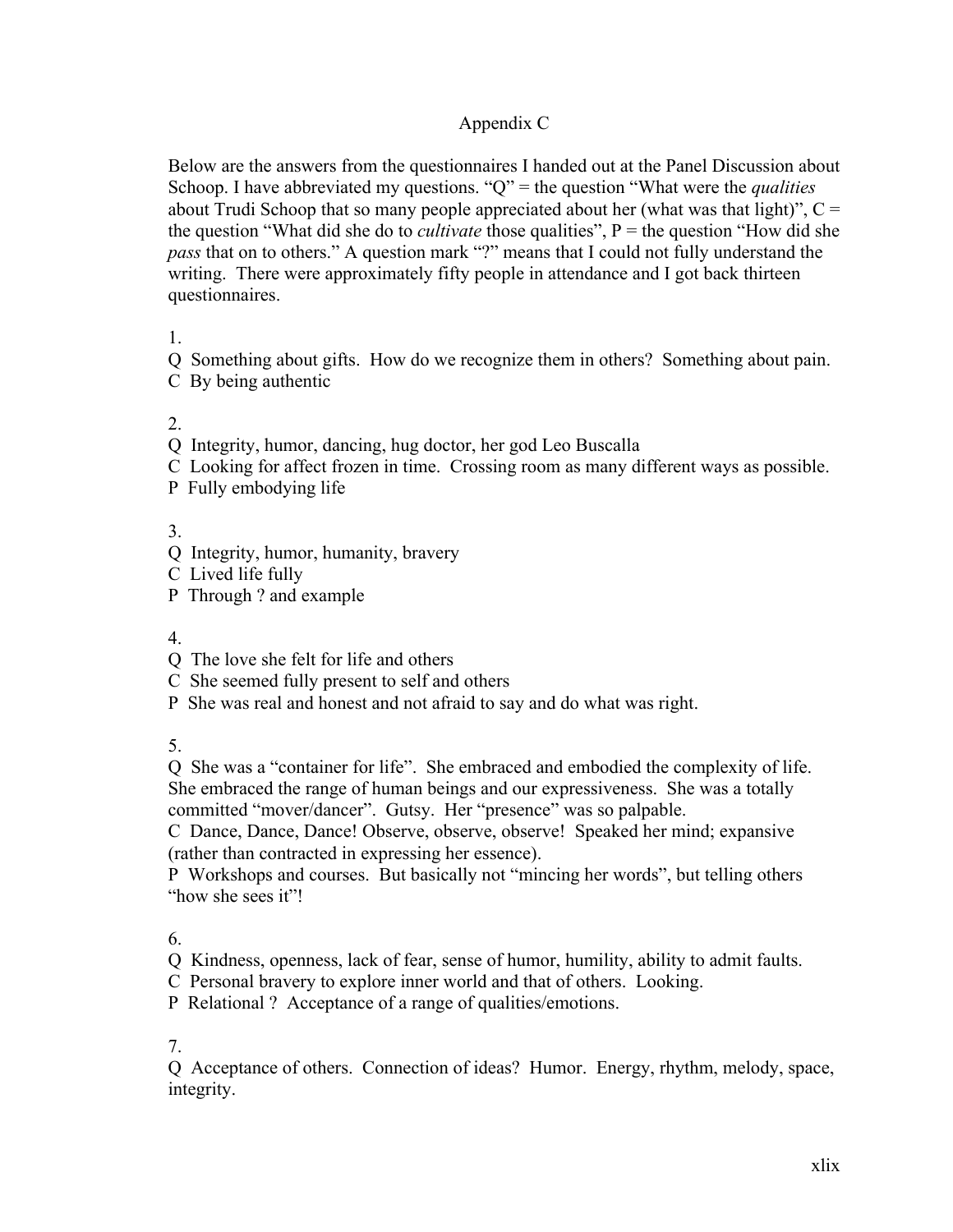# Appendix C

Below are the answers from the questionnaires I handed out at the Panel Discussion about Schoop. I have abbreviated my questions. "Q" = the question "What were the *qualities* about Trudi Schoop that so many people appreciated about her (what was that light)", C = the question "What did she do to *cultivate* those qualities", P = the question "How did she *pass* that on to others." A question mark "?" means that I could not fully understand the writing. There were approximately fifty people in attendance and I got back thirteen questionnaires.

1.
Q Something about gifts. How do we recognize them in others? Something about pain.
C By being authentic

2.
Q Integrity, humor, dancing, hug doctor, her god Leo Buscalla
C Looking for affect frozen in time. Crossing room as many different ways as possible.
P Fully embodying life

3.
Q Integrity, humor, humanity, bravery
C Lived life fully
P Through ? and example

4.
Q The love she felt for life and others
C She seemed fully present to self and others
P She was real and honest and not afraid to say and do what was right.

5.
Q She was a "container for life". She embraced and embodied the complexity of life. She embraced the range of human beings and our expressiveness. She was a totally committed "mover/dancer". Gutsy. Her "presence" was so palpable.
C Dance, Dance, Dance! Observe, observe, observe! Speaked her mind; expansive (rather than contracted in expressing her essence).
P Workshops and courses. But basically not "mincing her words", but telling others "how she sees it"!

6.
Q Kindness, openness, lack of fear, sense of humor, humility, ability to admit faults.
C Personal bravery to explore inner world and that of others. Looking.
P Relational ? Acceptance of a range of qualities/emotions.

7.
Q Acceptance of others. Connection of ideas? Humor. Energy, rhythm, melody, space, integrity.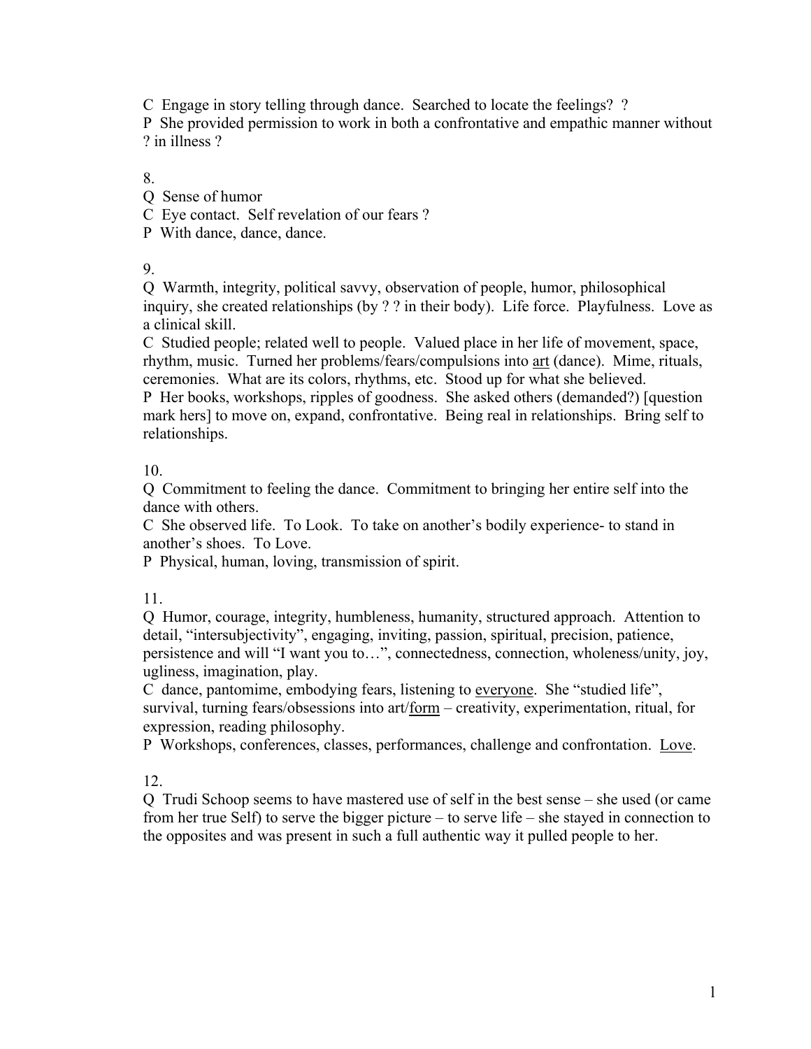C  Engage in story telling through dance.  Searched to locate the feelings?  ?

P  She provided permission to work in both a confrontative and empathic manner without ? in illness ?

8.

Q  Sense of humor

C  Eye contact.  Self revelation of our fears ?

P  With dance, dance, dance.

9.

Q  Warmth, integrity, political savvy, observation of people, humor, philosophical inquiry, she created relationships (by ? ? in their body).  Life force.  Playfulness.  Love as a clinical skill.

C  Studied people; related well to people.  Valued place in her life of movement, space, rhythm, music.  Turned her problems/fears/compulsions into <u>art</u> (dance).  Mime, rituals, ceremonies.  What are its colors, rhythms, etc.  Stood up for what she believed.

P  Her books, workshops, ripples of goodness.  She asked others (demanded?) [question mark hers] to move on, expand, confrontative.  Being real in relationships.  Bring self to relationships.

10.

Q  Commitment to feeling the dance.  Commitment to bringing her entire self into the dance with others.

C  She observed life.  To Look.  To take on another's bodily experience- to stand in another's shoes.  To Love.

P  Physical, human, loving, transmission of spirit.

11.

Q  Humor, courage, integrity, humbleness, humanity, structured approach.  Attention to detail, "intersubjectivity", engaging, inviting, passion, spiritual, precision, patience, persistence and will "I want you to…", connectedness, connection, wholeness/unity, joy, ugliness, imagination, play.

C  dance, pantomime, embodying fears, listening to <u>everyone</u>.  She "studied life", survival, turning fears/obsessions into art/<u>form</u> – creativity, experimentation, ritual, for expression, reading philosophy.

P  Workshops, conferences, classes, performances, challenge and confrontation.  <u>Love</u>.

12.

Q  Trudi Schoop seems to have mastered use of self in the best sense – she used (or came from her true Self) to serve the bigger picture – to serve life – she stayed in connection to the opposites and was present in such a full authentic way it pulled people to her.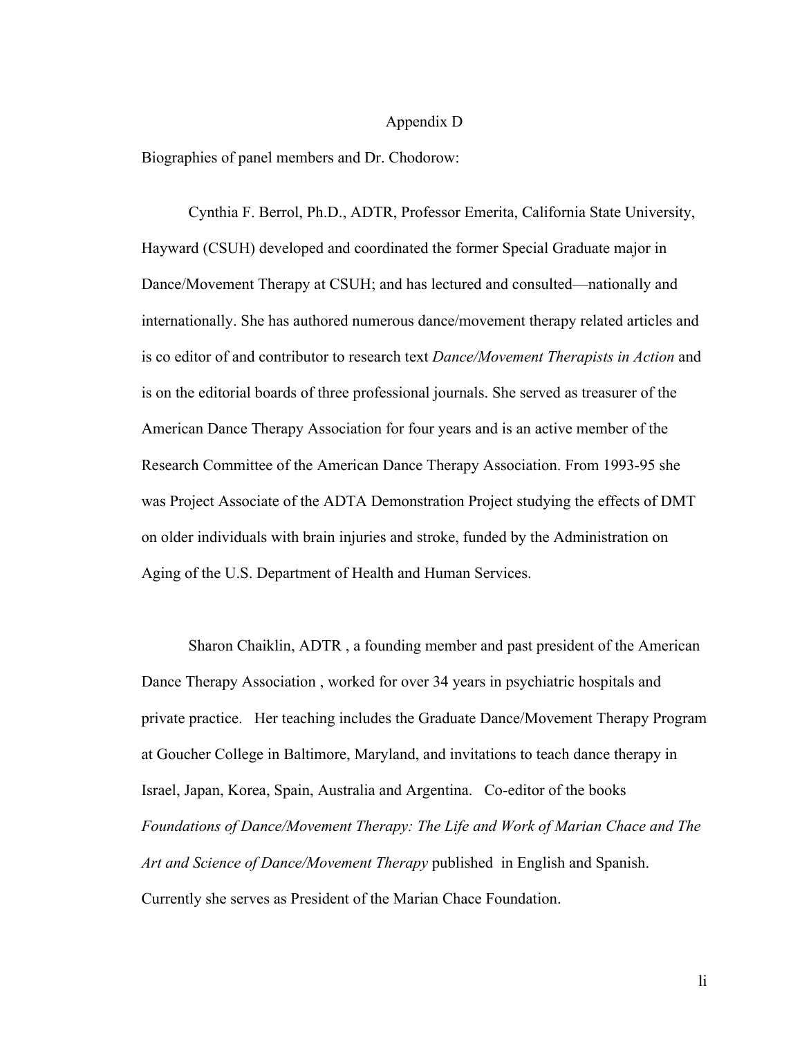# Appendix D

Biographies of panel members and Dr. Chodorow:

Cynthia F. Berrol, Ph.D., ADTR, Professor Emerita, California State University, Hayward (CSUH) developed and coordinated the former Special Graduate major in Dance/Movement Therapy at CSUH; and has lectured and consulted—nationally and internationally. She has authored numerous dance/movement therapy related articles and is co editor of and contributor to research text *Dance/Movement Therapists in Action* and is on the editorial boards of three professional journals. She served as treasurer of the American Dance Therapy Association for four years and is an active member of the Research Committee of the American Dance Therapy Association. From 1993-95 she was Project Associate of the ADTA Demonstration Project studying the effects of DMT on older individuals with brain injuries and stroke, funded by the Administration on Aging of the U.S. Department of Health and Human Services.

Sharon Chaiklin, ADTR , a founding member and past president of the American Dance Therapy Association , worked for over 34 years in psychiatric hospitals and private practice. Her teaching includes the Graduate Dance/Movement Therapy Program at Goucher College in Baltimore, Maryland, and invitations to teach dance therapy in Israel, Japan, Korea, Spain, Australia and Argentina. Co-editor of the books *Foundations of Dance/Movement Therapy: The Life and Work of Marian Chace and The Art and Science of Dance/Movement Therapy* published in English and Spanish. Currently she serves as President of the Marian Chace Foundation.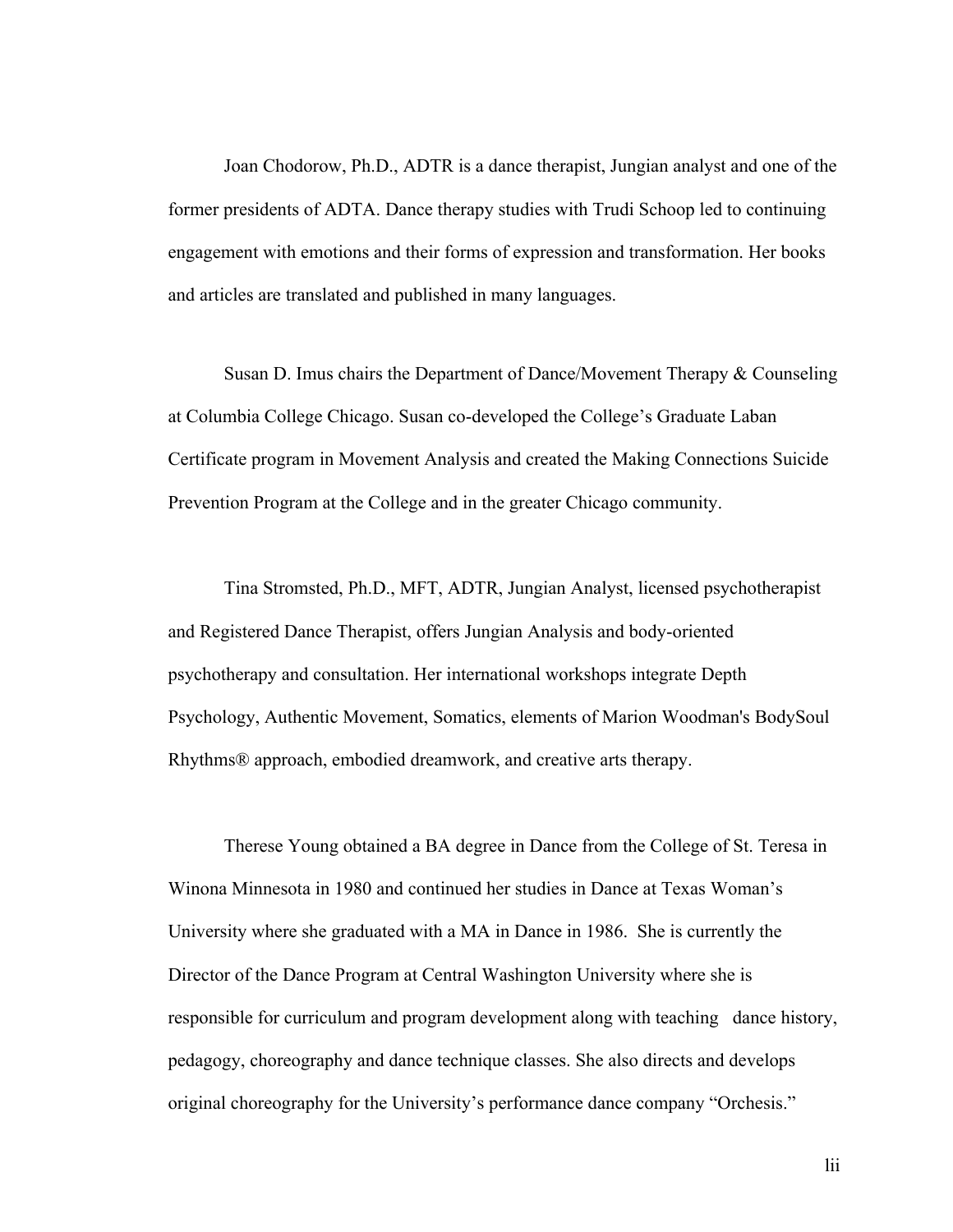Joan Chodorow, Ph.D., ADTR is a dance therapist, Jungian analyst and one of the former presidents of ADTA. Dance therapy studies with Trudi Schoop led to continuing engagement with emotions and their forms of expression and transformation. Her books and articles are translated and published in many languages.

Susan D. Imus chairs the Department of Dance/Movement Therapy & Counseling at Columbia College Chicago. Susan co-developed the College's Graduate Laban Certificate program in Movement Analysis and created the Making Connections Suicide Prevention Program at the College and in the greater Chicago community.

Tina Stromsted, Ph.D., MFT, ADTR, Jungian Analyst, licensed psychotherapist and Registered Dance Therapist, offers Jungian Analysis and body-oriented psychotherapy and consultation. Her international workshops integrate Depth Psychology, Authentic Movement, Somatics, elements of Marion Woodman's BodySoul Rhythms® approach, embodied dreamwork, and creative arts therapy.

Therese Young obtained a BA degree in Dance from the College of St. Teresa in Winona Minnesota in 1980 and continued her studies in Dance at Texas Woman's University where she graduated with a MA in Dance in 1986. She is currently the Director of the Dance Program at Central Washington University where she is responsible for curriculum and program development along with teaching dance history, pedagogy, choreography and dance technique classes. She also directs and develops original choreography for the University's performance dance company "Orchesis."